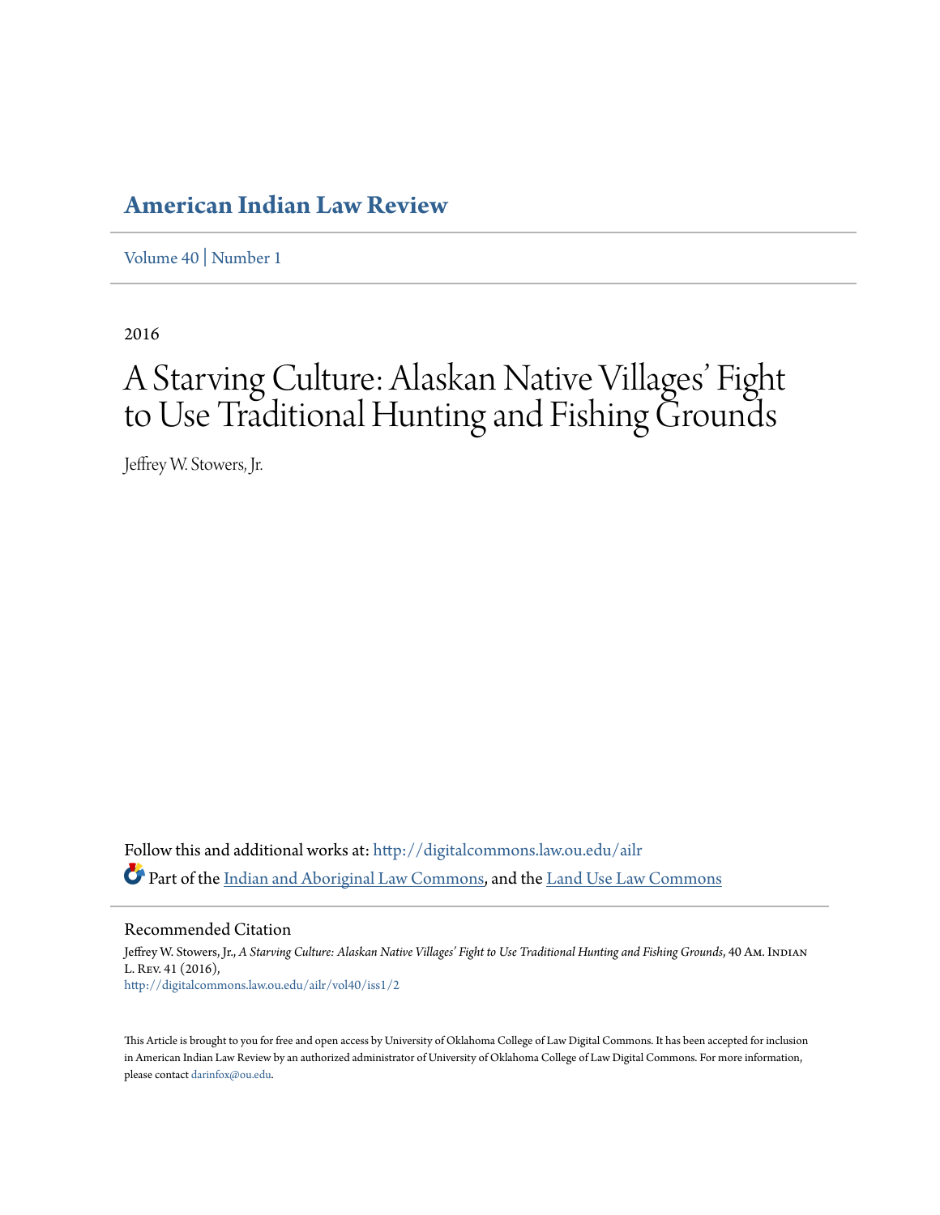# American Indian Law Review

Volume 40 | Number 1

2016

## A Starving Culture: Alaskan Native Villages' Fight to Use Traditional Hunting and Fishing Grounds

Jeffrey W. Stowers, Jr.

Follow this and additional works at: http://digitalcommons.law.ou.edu/ailr

Part of the Indian and Aboriginal Law Commons, and the Land Use Law Commons

### Recommended Citation

Jeffrey W. Stowers, Jr., *A Starving Culture: Alaskan Native Villages' Fight to Use Traditional Hunting and Fishing Grounds*, 40 Am. Indian L. Rev. 41 (2016),
http://digitalcommons.law.ou.edu/ailr/vol40/iss1/2

This Article is brought to you for free and open access by University of Oklahoma College of Law Digital Commons. It has been accepted for inclusion in American Indian Law Review by an authorized administrator of University of Oklahoma College of Law Digital Commons. For more information, please contact darinfox@ou.edu.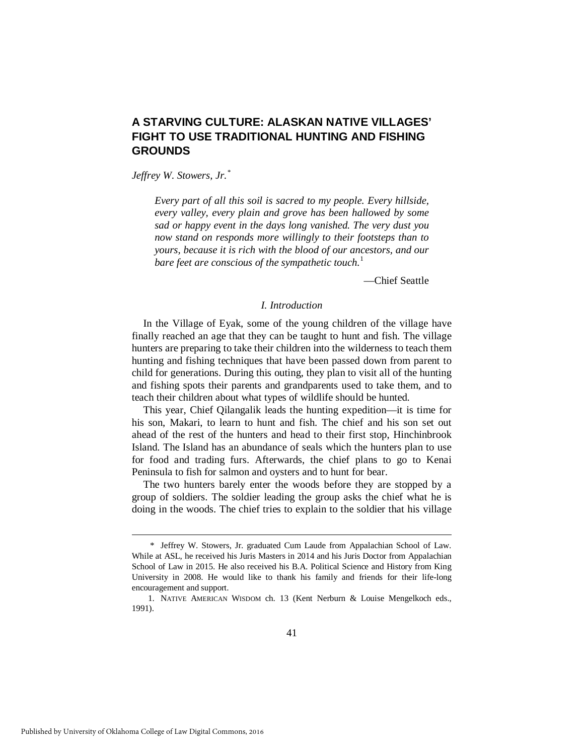# A STARVING CULTURE: ALASKAN NATIVE VILLAGES' FIGHT TO USE TRADITIONAL HUNTING AND FISHING GROUNDS

*Jeffrey W. Stowers, Jr.*[*]

> *Every part of all this soil is sacred to my people. Every hillside, every valley, every plain and grove has been hallowed by some sad or happy event in the days long vanished. The very dust you now stand on responds more willingly to their footsteps than to yours, because it is rich with the blood of our ancestors, and our bare feet are conscious of the sympathetic touch.*[1]
>
> —Chief Seattle

## *I. Introduction*

In the Village of Eyak, some of the young children of the village have finally reached an age that they can be taught to hunt and fish. The village hunters are preparing to take their children into the wilderness to teach them hunting and fishing techniques that have been passed down from parent to child for generations. During this outing, they plan to visit all of the hunting and fishing spots their parents and grandparents used to take them, and to teach their children about what types of wildlife should be hunted.

This year, Chief Qilangalik leads the hunting expedition—it is time for his son, Makari, to learn to hunt and fish. The chief and his son set out ahead of the rest of the hunters and head to their first stop, Hinchinbrook Island. The Island has an abundance of seals which the hunters plan to use for food and trading furs. Afterwards, the chief plans to go to Kenai Peninsula to fish for salmon and oysters and to hunt for bear.

The two hunters barely enter the woods before they are stopped by a group of soldiers. The soldier leading the group asks the chief what he is doing in the woods. The chief tries to explain to the soldier that his village

---

\* Jeffrey W. Stowers, Jr. graduated Cum Laude from Appalachian School of Law. While at ASL, he received his Juris Masters in 2014 and his Juris Doctor from Appalachian School of Law in 2015. He also received his B.A. Political Science and History from King University in 2008. He would like to thank his family and friends for their life-long encouragement and support.

1. NATIVE AMERICAN WISDOM ch. 13 (Kent Nerburn & Louise Mengelkoch eds., 1991).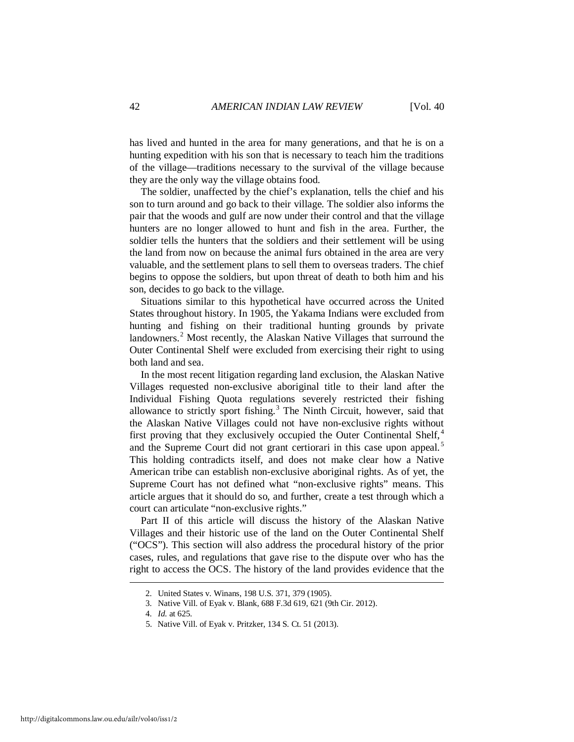has lived and hunted in the area for many generations, and that he is on a hunting expedition with his son that is necessary to teach him the traditions of the village—traditions necessary to the survival of the village because they are the only way the village obtains food.

The soldier, unaffected by the chief's explanation, tells the chief and his son to turn around and go back to their village. The soldier also informs the pair that the woods and gulf are now under their control and that the village hunters are no longer allowed to hunt and fish in the area. Further, the soldier tells the hunters that the soldiers and their settlement will be using the land from now on because the animal furs obtained in the area are very valuable, and the settlement plans to sell them to overseas traders. The chief begins to oppose the soldiers, but upon threat of death to both him and his son, decides to go back to the village.

Situations similar to this hypothetical have occurred across the United States throughout history. In 1905, the Yakama Indians were excluded from hunting and fishing on their traditional hunting grounds by private landowners.[2] Most recently, the Alaskan Native Villages that surround the Outer Continental Shelf were excluded from exercising their right to using both land and sea.

In the most recent litigation regarding land exclusion, the Alaskan Native Villages requested non-exclusive aboriginal title to their land after the Individual Fishing Quota regulations severely restricted their fishing allowance to strictly sport fishing.[3] The Ninth Circuit, however, said that the Alaskan Native Villages could not have non-exclusive rights without first proving that they exclusively occupied the Outer Continental Shelf,[4] and the Supreme Court did not grant certiorari in this case upon appeal.[5] This holding contradicts itself, and does not make clear how a Native American tribe can establish non-exclusive aboriginal rights. As of yet, the Supreme Court has not defined what "non-exclusive rights" means. This article argues that it should do so, and further, create a test through which a court can articulate "non-exclusive rights."

Part II of this article will discuss the history of the Alaskan Native Villages and their historic use of the land on the Outer Continental Shelf ("OCS"). This section will also address the procedural history of the prior cases, rules, and regulations that gave rise to the dispute over who has the right to access the OCS. The history of the land provides evidence that the

---

2. United States v. Winans, 198 U.S. 371, 379 (1905).

3. Native Vill. of Eyak v. Blank, 688 F.3d 619, 621 (9th Cir. 2012).

4. *Id.* at 625.

5. Native Vill. of Eyak v. Pritzker, 134 S. Ct. 51 (2013).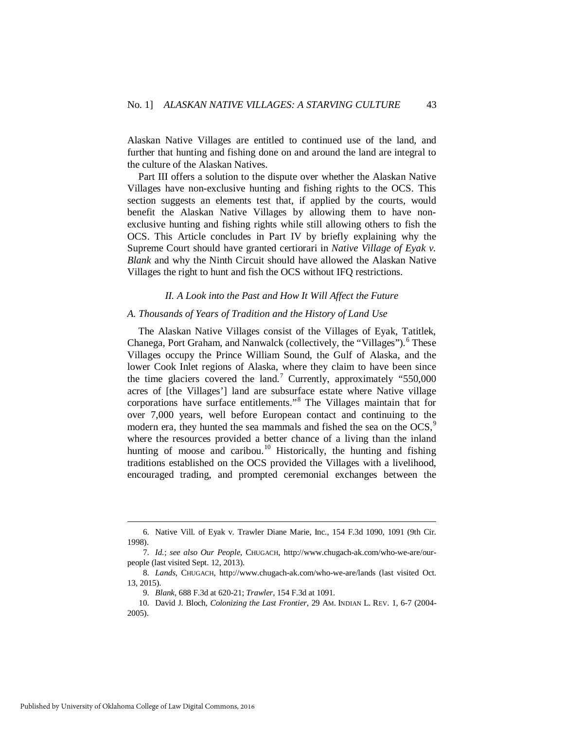Alaskan Native Villages are entitled to continued use of the land, and further that hunting and fishing done on and around the land are integral to the culture of the Alaskan Natives.

Part III offers a solution to the dispute over whether the Alaskan Native Villages have non-exclusive hunting and fishing rights to the OCS. This section suggests an elements test that, if applied by the courts, would benefit the Alaskan Native Villages by allowing them to have non-exclusive hunting and fishing rights while still allowing others to fish the OCS. This Article concludes in Part IV by briefly explaining why the Supreme Court should have granted certiorari in *Native Village of Eyak v. Blank* and why the Ninth Circuit should have allowed the Alaskan Native Villages the right to hunt and fish the OCS without IFQ restrictions.

## *II. A Look into the Past and How It Will Affect the Future*

### *A. Thousands of Years of Tradition and the History of Land Use*

The Alaskan Native Villages consist of the Villages of Eyak, Tatitlek, Chanega, Port Graham, and Nanwalck (collectively, the "Villages").[6] These Villages occupy the Prince William Sound, the Gulf of Alaska, and the lower Cook Inlet regions of Alaska, where they claim to have been since the time glaciers covered the land.[7] Currently, approximately "550,000 acres of [the Villages'] land are subsurface estate where Native village corporations have surface entitlements."[8] The Villages maintain that for over 7,000 years, well before European contact and continuing to the modern era, they hunted the sea mammals and fished the sea on the OCS,[9] where the resources provided a better chance of a living than the inland hunting of moose and caribou.[10] Historically, the hunting and fishing traditions established on the OCS provided the Villages with a livelihood, encouraged trading, and prompted ceremonial exchanges between the

---

6. Native Vill. of Eyak v. Trawler Diane Marie, Inc., 154 F.3d 1090, 1091 (9th Cir. 1998).

7. *Id.*; *see also Our People*, CHUGACH, http://www.chugach-ak.com/who-we-are/our-people (last visited Sept. 12, 2013).

8. *Lands*, CHUGACH, http://www.chugach-ak.com/who-we-are/lands (last visited Oct. 13, 2015).

9. *Blank*, 688 F.3d at 620-21; *Trawler*, 154 F.3d at 1091.

10. David J. Bloch, *Colonizing the Last Frontier*, 29 AM. INDIAN L. REV. 1, 6-7 (2004-2005).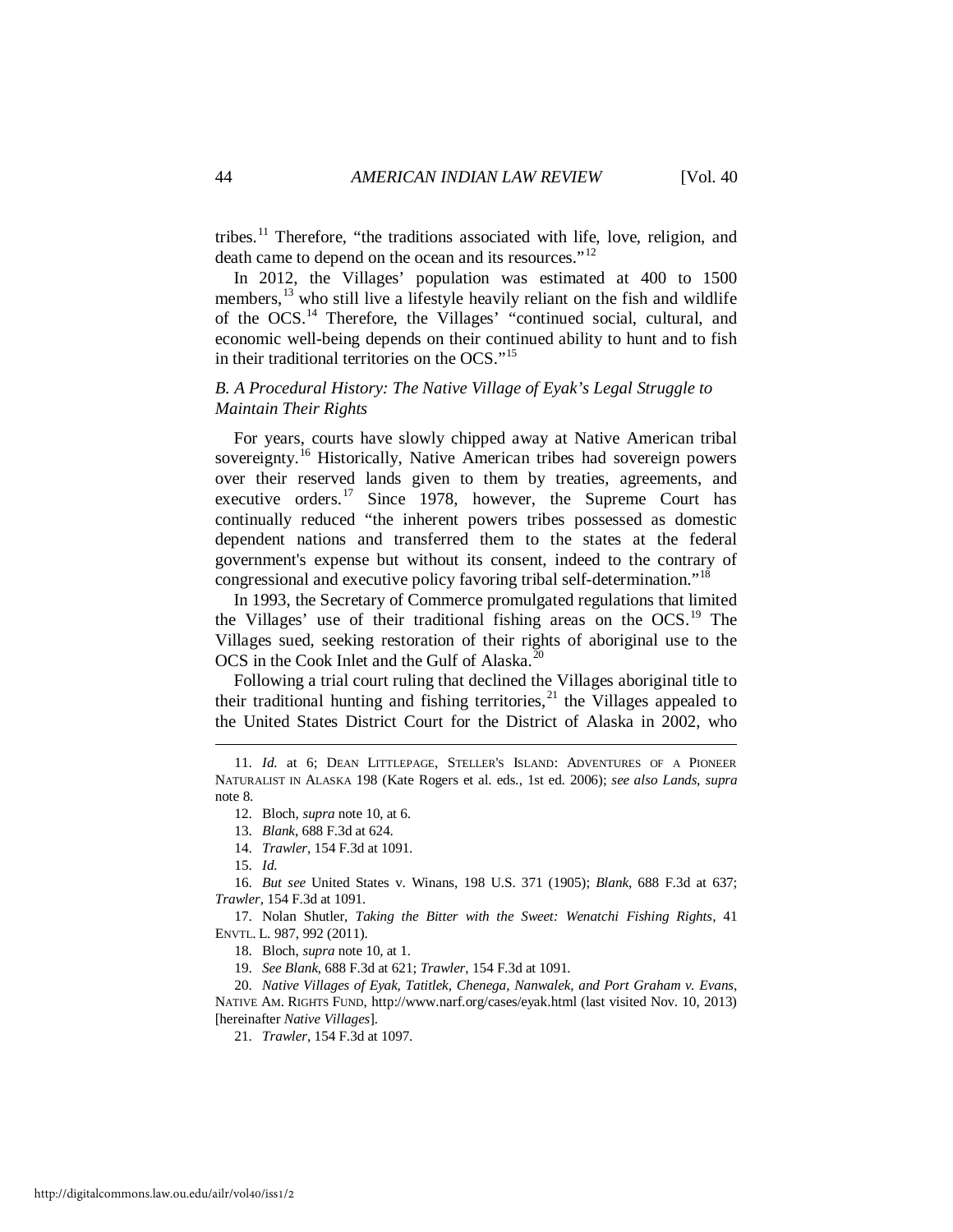tribes.[11] Therefore, "the traditions associated with life, love, religion, and death came to depend on the ocean and its resources."[12]

In 2012, the Villages' population was estimated at 400 to 1500 members,[13] who still live a lifestyle heavily reliant on the fish and wildlife of the OCS.[14] Therefore, the Villages' "continued social, cultural, and economic well-being depends on their continued ability to hunt and to fish in their traditional territories on the OCS."[15]

### *B. A Procedural History: The Native Village of Eyak's Legal Struggle to Maintain Their Rights*

For years, courts have slowly chipped away at Native American tribal sovereignty.[16] Historically, Native American tribes had sovereign powers over their reserved lands given to them by treaties, agreements, and executive orders.[17] Since 1978, however, the Supreme Court has continually reduced "the inherent powers tribes possessed as domestic dependent nations and transferred them to the states at the federal government's expense but without its consent, indeed to the contrary of congressional and executive policy favoring tribal self-determination."[18]

In 1993, the Secretary of Commerce promulgated regulations that limited the Villages' use of their traditional fishing areas on the OCS.[19] The Villages sued, seeking restoration of their rights of aboriginal use to the OCS in the Cook Inlet and the Gulf of Alaska.[20]

Following a trial court ruling that declined the Villages aboriginal title to their traditional hunting and fishing territories,[21] the Villages appealed to the United States District Court for the District of Alaska in 2002, who

---

11. *Id.* at 6; DEAN LITTLEPAGE, STELLER'S ISLAND: ADVENTURES OF A PIONEER NATURALIST IN ALASKA 198 (Kate Rogers et al. eds., 1st ed. 2006); *see also Lands*, *supra* note 8.

12. Bloch, *supra* note 10, at 6.

13. *Blank*, 688 F.3d at 624.

14. *Trawler*, 154 F.3d at 1091.

15. *Id.*

16. *But see* United States v. Winans, 198 U.S. 371 (1905); *Blank*, 688 F.3d at 637; *Trawler*, 154 F.3d at 1091.

17. Nolan Shutler, *Taking the Bitter with the Sweet: Wenatchi Fishing Rights*, 41 ENVTL. L. 987, 992 (2011).

18. Bloch, *supra* note 10, at 1.

19. *See Blank*, 688 F.3d at 621; *Trawler*, 154 F.3d at 1091.

20. *Native Villages of Eyak, Tatitlek, Chenega, Nanwalek, and Port Graham v. Evans*, NATIVE AM. RIGHTS FUND, http://www.narf.org/cases/eyak.html (last visited Nov. 10, 2013) [hereinafter *Native Villages*].

21. *Trawler*, 154 F.3d at 1097.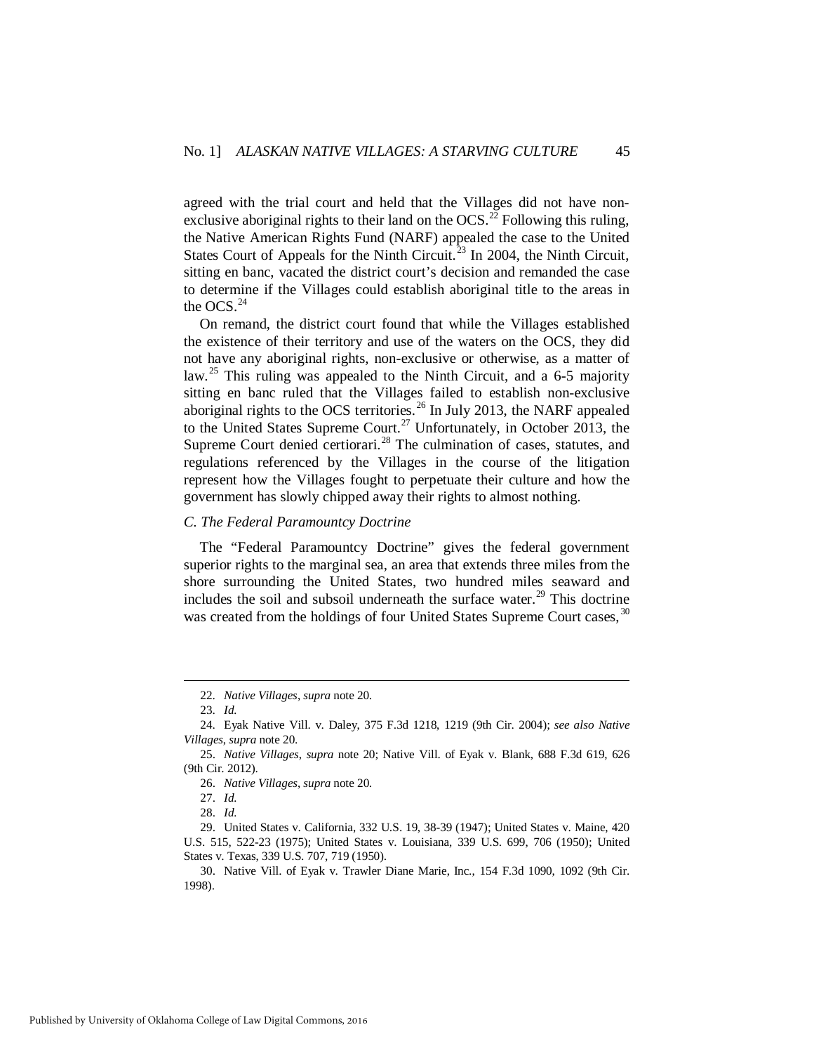agreed with the trial court and held that the Villages did not have non-exclusive aboriginal rights to their land on the OCS.[22] Following this ruling, the Native American Rights Fund (NARF) appealed the case to the United States Court of Appeals for the Ninth Circuit.[23] In 2004, the Ninth Circuit, sitting en banc, vacated the district court's decision and remanded the case to determine if the Villages could establish aboriginal title to the areas in the OCS.[24]

On remand, the district court found that while the Villages established the existence of their territory and use of the waters on the OCS, they did not have any aboriginal rights, non-exclusive or otherwise, as a matter of law.[25] This ruling was appealed to the Ninth Circuit, and a 6-5 majority sitting en banc ruled that the Villages failed to establish non-exclusive aboriginal rights to the OCS territories.[26] In July 2013, the NARF appealed to the United States Supreme Court.[27] Unfortunately, in October 2013, the Supreme Court denied certiorari.[28] The culmination of cases, statutes, and regulations referenced by the Villages in the course of the litigation represent how the Villages fought to perpetuate their culture and how the government has slowly chipped away their rights to almost nothing.

### *C. The Federal Paramountcy Doctrine*

The "Federal Paramountcy Doctrine" gives the federal government superior rights to the marginal sea, an area that extends three miles from the shore surrounding the United States, two hundred miles seaward and includes the soil and subsoil underneath the surface water.[29] This doctrine was created from the holdings of four United States Supreme Court cases,[30]

---

22. *Native Villages*, *supra* note 20.

23. *Id.*

24. Eyak Native Vill. v. Daley, 375 F.3d 1218, 1219 (9th Cir. 2004); *see also Native Villages*, *supra* note 20.

25. *Native Villages*, *supra* note 20; Native Vill. of Eyak v. Blank, 688 F.3d 619, 626 (9th Cir. 2012).

26. *Native Villages*, *supra* note 20.

27. *Id.*

28. *Id.*

29. United States v. California, 332 U.S. 19, 38-39 (1947); United States v. Maine, 420 U.S. 515, 522-23 (1975); United States v. Louisiana, 339 U.S. 699, 706 (1950); United States v. Texas, 339 U.S. 707, 719 (1950).

30. Native Vill. of Eyak v. Trawler Diane Marie, Inc., 154 F.3d 1090, 1092 (9th Cir. 1998).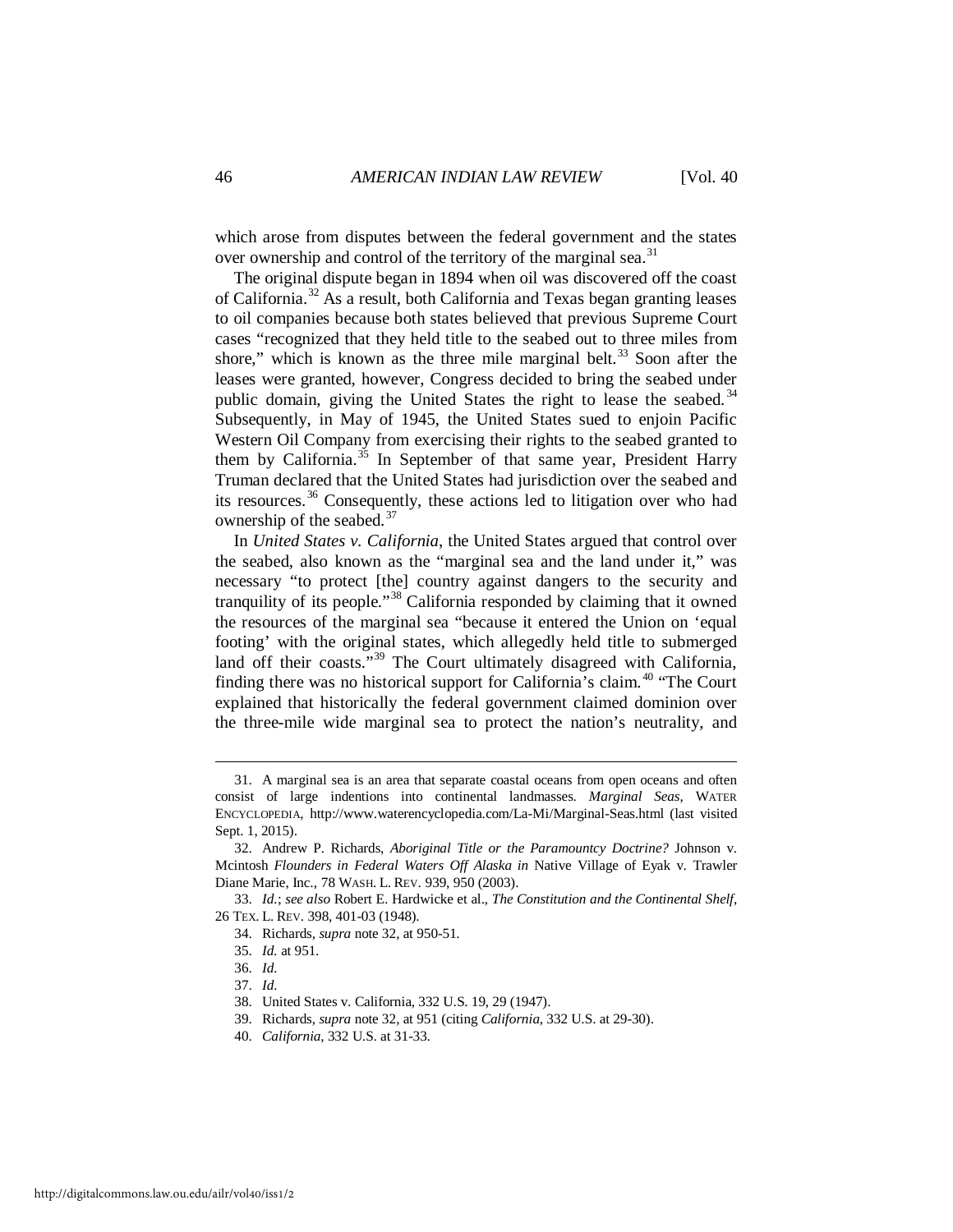which arose from disputes between the federal government and the states over ownership and control of the territory of the marginal sea.[31]

The original dispute began in 1894 when oil was discovered off the coast of California.[32] As a result, both California and Texas began granting leases to oil companies because both states believed that previous Supreme Court cases "recognized that they held title to the seabed out to three miles from shore," which is known as the three mile marginal belt.[33] Soon after the leases were granted, however, Congress decided to bring the seabed under public domain, giving the United States the right to lease the seabed.[34] Subsequently, in May of 1945, the United States sued to enjoin Pacific Western Oil Company from exercising their rights to the seabed granted to them by California.[35] In September of that same year, President Harry Truman declared that the United States had jurisdiction over the seabed and its resources.[36] Consequently, these actions led to litigation over who had ownership of the seabed.[37]

In *United States v. California*, the United States argued that control over the seabed, also known as the "marginal sea and the land under it," was necessary "to protect [the] country against dangers to the security and tranquility of its people."[38] California responded by claiming that it owned the resources of the marginal sea "because it entered the Union on 'equal footing' with the original states, which allegedly held title to submerged land off their coasts."[39] The Court ultimately disagreed with California, finding there was no historical support for California's claim.[40] "The Court explained that historically the federal government claimed dominion over the three-mile wide marginal sea to protect the nation's neutrality, and

---

31. A marginal sea is an area that separate coastal oceans from open oceans and often consist of large indentions into continental landmasses. *Marginal Seas*, WATER ENCYCLOPEDIA, http://www.waterencyclopedia.com/La-Mi/Marginal-Seas.html (last visited Sept. 1, 2015).

32. Andrew P. Richards, *Aboriginal Title or the Paramountcy Doctrine?* Johnson v. Mcintosh *Flounders in Federal Waters Off Alaska in* Native Village of Eyak v. Trawler Diane Marie, Inc., 78 WASH. L. REV. 939, 950 (2003).

33. *Id.*; *see also* Robert E. Hardwicke et al., *The Constitution and the Continental Shelf*, 26 TEX. L. REV. 398, 401-03 (1948).

34. Richards, *supra* note 32, at 950-51.

35. *Id.* at 951.

36. *Id.*

37. *Id.*

38. United States v. California, 332 U.S. 19, 29 (1947).

39. Richards, *supra* note 32, at 951 (citing *California*, 332 U.S. at 29-30).

40. *California*, 332 U.S. at 31-33.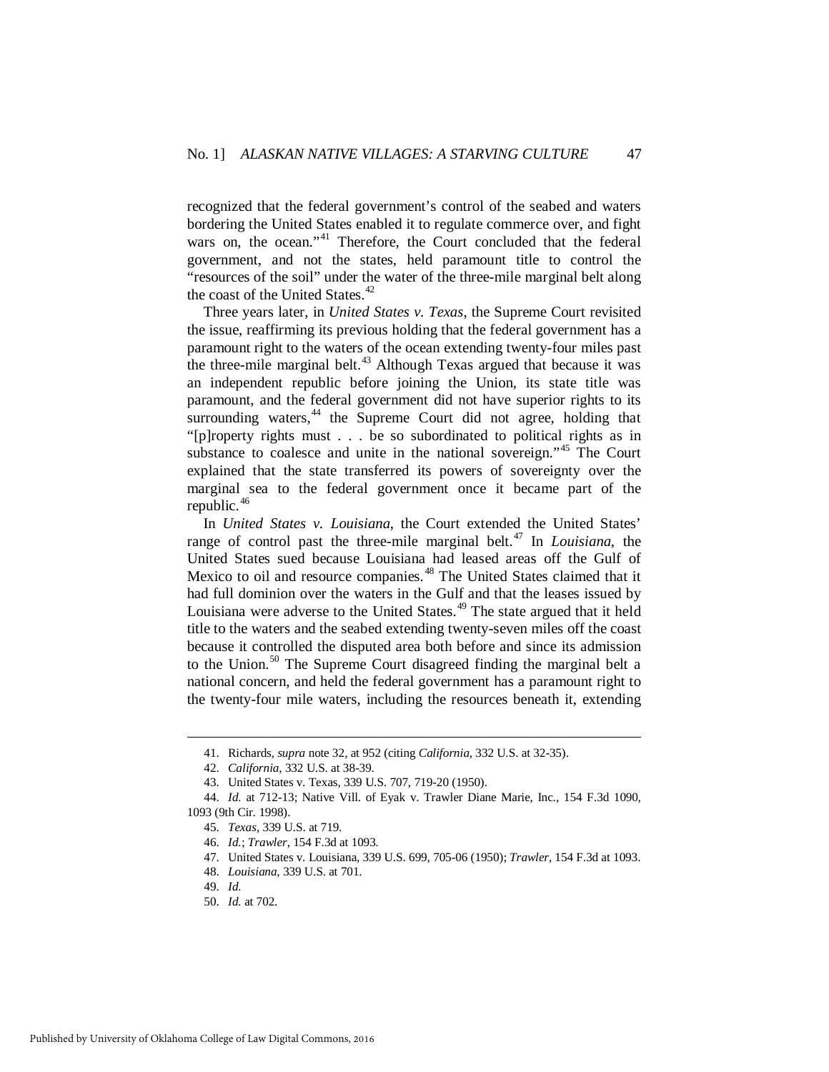recognized that the federal government's control of the seabed and waters bordering the United States enabled it to regulate commerce over, and fight wars on, the ocean."[41] Therefore, the Court concluded that the federal government, and not the states, held paramount title to control the "resources of the soil" under the water of the three-mile marginal belt along the coast of the United States.[42]

Three years later, in *United States v. Texas*, the Supreme Court revisited the issue, reaffirming its previous holding that the federal government has a paramount right to the waters of the ocean extending twenty-four miles past the three-mile marginal belt.[43] Although Texas argued that because it was an independent republic before joining the Union, its state title was paramount, and the federal government did not have superior rights to its surrounding waters,[44] the Supreme Court did not agree, holding that "[p]roperty rights must . . . be so subordinated to political rights as in substance to coalesce and unite in the national sovereign."[45] The Court explained that the state transferred its powers of sovereignty over the marginal sea to the federal government once it became part of the republic.[46]

In *United States v. Louisiana*, the Court extended the United States' range of control past the three-mile marginal belt.[47] In *Louisiana*, the United States sued because Louisiana had leased areas off the Gulf of Mexico to oil and resource companies.[48] The United States claimed that it had full dominion over the waters in the Gulf and that the leases issued by Louisiana were adverse to the United States.[49] The state argued that it held title to the waters and the seabed extending twenty-seven miles off the coast because it controlled the disputed area both before and since its admission to the Union.[50] The Supreme Court disagreed finding the marginal belt a national concern, and held the federal government has a paramount right to the twenty-four mile waters, including the resources beneath it, extending

---

41. Richards, *supra* note 32, at 952 (citing *California*, 332 U.S. at 32-35).

42. *California*, 332 U.S. at 38-39.

43. United States v. Texas, 339 U.S. 707, 719-20 (1950).

44. *Id.* at 712-13; Native Vill. of Eyak v. Trawler Diane Marie, Inc., 154 F.3d 1090, 1093 (9th Cir. 1998).

45. *Texas*, 339 U.S. at 719.

46. *Id.*; *Trawler*, 154 F.3d at 1093.

47. United States v. Louisiana, 339 U.S. 699, 705-06 (1950); *Trawler*, 154 F.3d at 1093.

48. *Louisiana*, 339 U.S. at 701.

49. *Id.*

50. *Id.* at 702.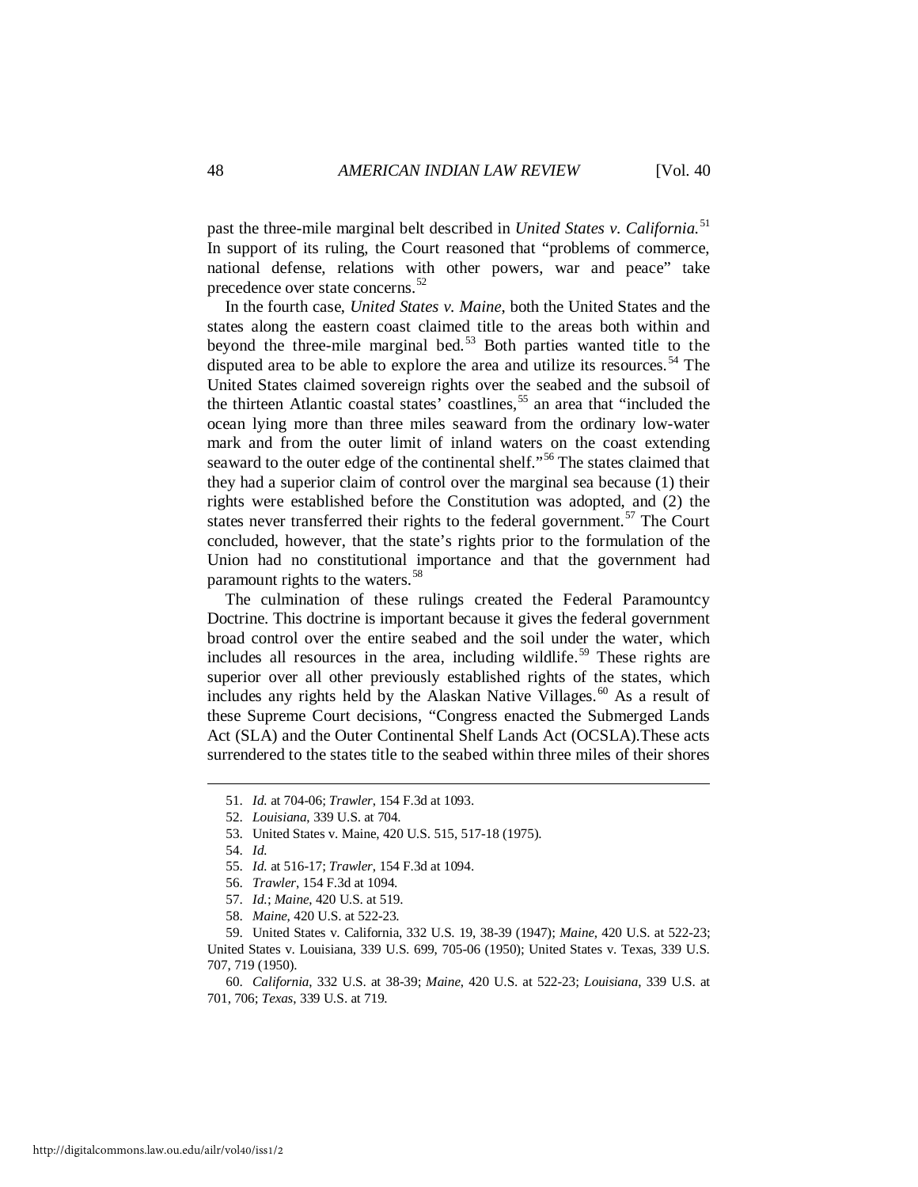past the three-mile marginal belt described in *United States v. California*.[51] In support of its ruling, the Court reasoned that "problems of commerce, national defense, relations with other powers, war and peace" take precedence over state concerns.[52]

In the fourth case, *United States v. Maine*, both the United States and the states along the eastern coast claimed title to the areas both within and beyond the three-mile marginal bed.[53] Both parties wanted title to the disputed area to be able to explore the area and utilize its resources.[54] The United States claimed sovereign rights over the seabed and the subsoil of the thirteen Atlantic coastal states' coastlines,[55] an area that "included the ocean lying more than three miles seaward from the ordinary low-water mark and from the outer limit of inland waters on the coast extending seaward to the outer edge of the continental shelf."[56] The states claimed that they had a superior claim of control over the marginal sea because (1) their rights were established before the Constitution was adopted, and (2) the states never transferred their rights to the federal government.[57] The Court concluded, however, that the state's rights prior to the formulation of the Union had no constitutional importance and that the government had paramount rights to the waters.[58]

The culmination of these rulings created the Federal Paramountcy Doctrine. This doctrine is important because it gives the federal government broad control over the entire seabed and the soil under the water, which includes all resources in the area, including wildlife.[59] These rights are superior over all other previously established rights of the states, which includes any rights held by the Alaskan Native Villages.[60] As a result of these Supreme Court decisions, "Congress enacted the Submerged Lands Act (SLA) and the Outer Continental Shelf Lands Act (OCSLA).These acts surrendered to the states title to the seabed within three miles of their shores

---

51. *Id.* at 704-06; *Trawler*, 154 F.3d at 1093.

52. *Louisiana*, 339 U.S. at 704.

53. United States v. Maine, 420 U.S. 515, 517-18 (1975).

54. *Id.*

55. *Id.* at 516-17; *Trawler*, 154 F.3d at 1094.

56. *Trawler*, 154 F.3d at 1094.

57. *Id.*; *Maine*, 420 U.S. at 519.

58. *Maine*, 420 U.S. at 522-23.

59. United States v. California, 332 U.S. 19, 38-39 (1947); *Maine*, 420 U.S. at 522-23; United States v. Louisiana, 339 U.S. 699, 705-06 (1950); United States v. Texas, 339 U.S. 707, 719 (1950).

60. *California*, 332 U.S. at 38-39; *Maine*, 420 U.S. at 522-23; *Louisiana*, 339 U.S. at 701, 706; *Texas*, 339 U.S. at 719.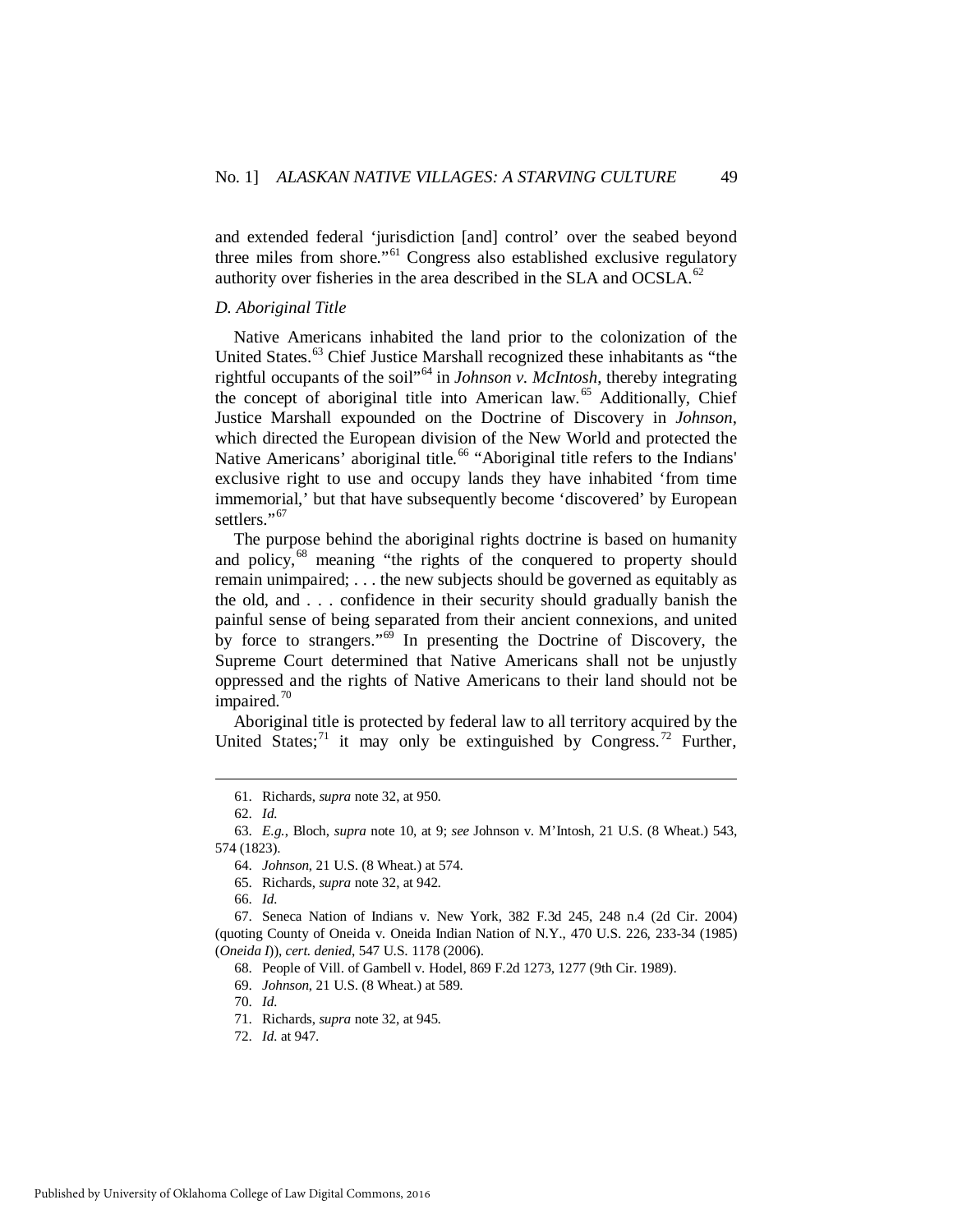and extended federal 'jurisdiction [and] control' over the seabed beyond three miles from shore."[61] Congress also established exclusive regulatory authority over fisheries in the area described in the SLA and OCSLA.[62]

### *D. Aboriginal Title*

Native Americans inhabited the land prior to the colonization of the United States.[63] Chief Justice Marshall recognized these inhabitants as "the rightful occupants of the soil"[64] in *Johnson v. McIntosh*, thereby integrating the concept of aboriginal title into American law.[65] Additionally, Chief Justice Marshall expounded on the Doctrine of Discovery in *Johnson*, which directed the European division of the New World and protected the Native Americans' aboriginal title.[66] "Aboriginal title refers to the Indians' exclusive right to use and occupy lands they have inhabited 'from time immemorial,' but that have subsequently become 'discovered' by European settlers."[67]

The purpose behind the aboriginal rights doctrine is based on humanity and policy,[68] meaning "the rights of the conquered to property should remain unimpaired; . . . the new subjects should be governed as equitably as the old, and . . . confidence in their security should gradually banish the painful sense of being separated from their ancient connexions, and united by force to strangers."[69] In presenting the Doctrine of Discovery, the Supreme Court determined that Native Americans shall not be unjustly oppressed and the rights of Native Americans to their land should not be impaired.[70]

Aboriginal title is protected by federal law to all territory acquired by the United States;[71] it may only be extinguished by Congress.[72] Further,

---

61. Richards, *supra* note 32, at 950.

62. *Id.*

63. *E.g.*, Bloch, *supra* note 10, at 9; *see* Johnson v. M'Intosh, 21 U.S. (8 Wheat.) 543, 574 (1823).

64. *Johnson*, 21 U.S. (8 Wheat.) at 574.

65. Richards, *supra* note 32, at 942.

66. *Id.*

67. Seneca Nation of Indians v. New York, 382 F.3d 245, 248 n.4 (2d Cir. 2004) (quoting County of Oneida v. Oneida Indian Nation of N.Y., 470 U.S. 226, 233-34 (1985) (*Oneida I*)), *cert. denied*, 547 U.S. 1178 (2006).

68. People of Vill. of Gambell v. Hodel, 869 F.2d 1273, 1277 (9th Cir. 1989).

69. *Johnson*, 21 U.S. (8 Wheat.) at 589.

70. *Id.*

71. Richards, *supra* note 32, at 945.

72. *Id.* at 947.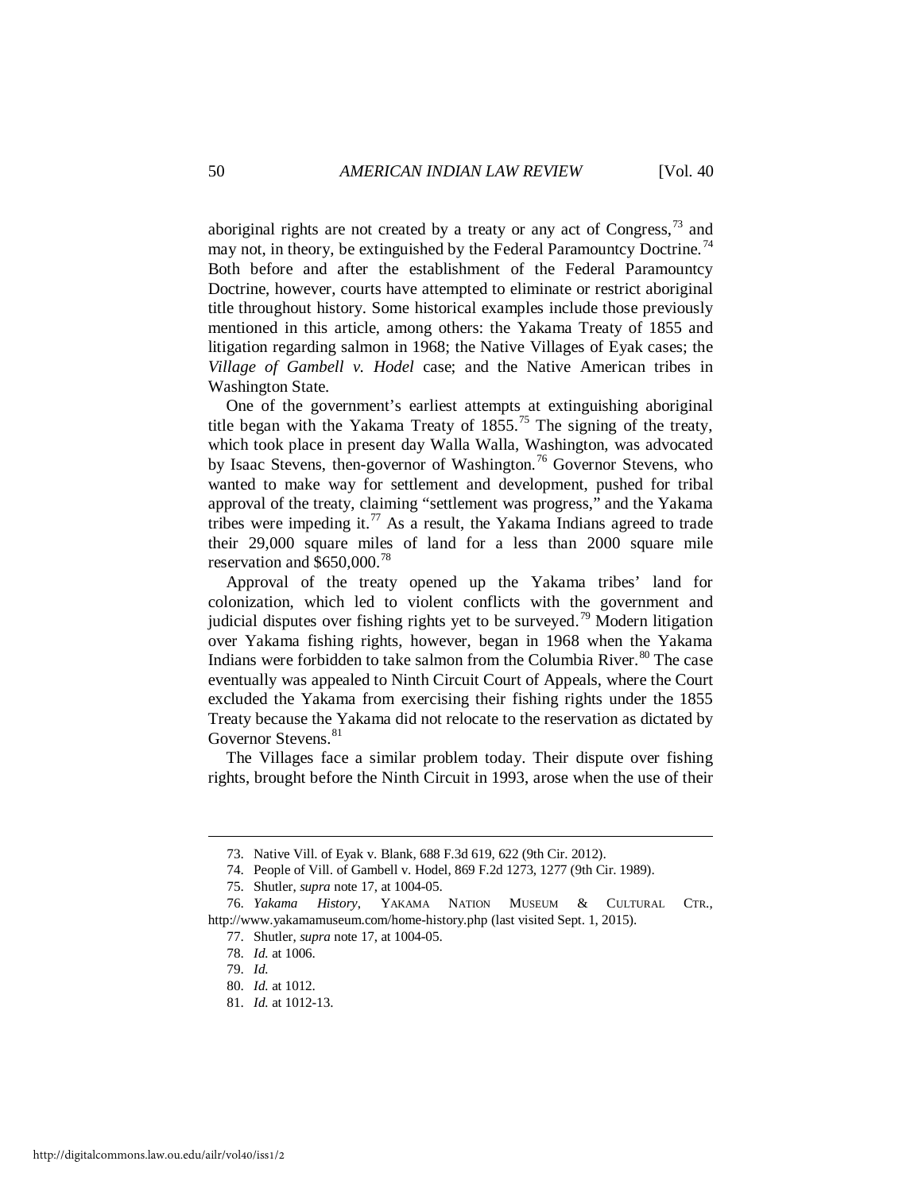aboriginal rights are not created by a treaty or any act of Congress,[73] and may not, in theory, be extinguished by the Federal Paramountcy Doctrine.[74] Both before and after the establishment of the Federal Paramountcy Doctrine, however, courts have attempted to eliminate or restrict aboriginal title throughout history. Some historical examples include those previously mentioned in this article, among others: the Yakama Treaty of 1855 and litigation regarding salmon in 1968; the Native Villages of Eyak cases; the *Village of Gambell v. Hodel* case; and the Native American tribes in Washington State.

One of the government's earliest attempts at extinguishing aboriginal title began with the Yakama Treaty of 1855.[75] The signing of the treaty, which took place in present day Walla Walla, Washington, was advocated by Isaac Stevens, then-governor of Washington.[76] Governor Stevens, who wanted to make way for settlement and development, pushed for tribal approval of the treaty, claiming "settlement was progress," and the Yakama tribes were impeding it.[77] As a result, the Yakama Indians agreed to trade their 29,000 square miles of land for a less than 2000 square mile reservation and $650,000.[78]

Approval of the treaty opened up the Yakama tribes' land for colonization, which led to violent conflicts with the government and judicial disputes over fishing rights yet to be surveyed.[79] Modern litigation over Yakama fishing rights, however, began in 1968 when the Yakama Indians were forbidden to take salmon from the Columbia River.[80] The case eventually was appealed to Ninth Circuit Court of Appeals, where the Court excluded the Yakama from exercising their fishing rights under the 1855 Treaty because the Yakama did not relocate to the reservation as dictated by Governor Stevens.[81]

The Villages face a similar problem today. Their dispute over fishing rights, brought before the Ninth Circuit in 1993, arose when the use of their

---

73. Native Vill. of Eyak v. Blank, 688 F.3d 619, 622 (9th Cir. 2012).

74. People of Vill. of Gambell v. Hodel, 869 F.2d 1273, 1277 (9th Cir. 1989).

75. Shutler, *supra* note 17, at 1004-05.

76. *Yakama History*, YAKAMA NATION MUSEUM & CULTURAL CTR., http://www.yakamamuseum.com/home-history.php (last visited Sept. 1, 2015).

77. Shutler, *supra* note 17, at 1004-05.

78. *Id.* at 1006.

79. *Id.*

80. *Id.* at 1012.

81. *Id.* at 1012-13.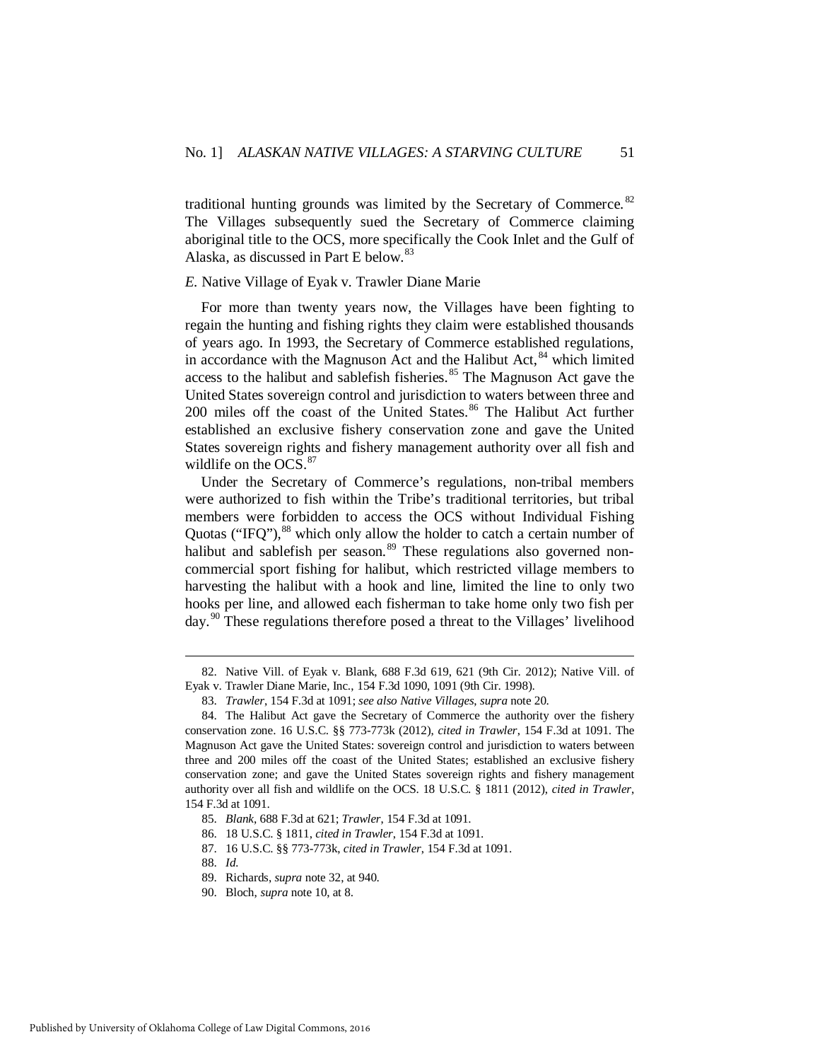traditional hunting grounds was limited by the Secretary of Commerce.[82] The Villages subsequently sued the Secretary of Commerce claiming aboriginal title to the OCS, more specifically the Cook Inlet and the Gulf of Alaska, as discussed in Part E below.[83]

### *E.* Native Village of Eyak v. Trawler Diane Marie

For more than twenty years now, the Villages have been fighting to regain the hunting and fishing rights they claim were established thousands of years ago. In 1993, the Secretary of Commerce established regulations, in accordance with the Magnuson Act and the Halibut Act,[84] which limited access to the halibut and sablefish fisheries.[85] The Magnuson Act gave the United States sovereign control and jurisdiction to waters between three and 200 miles off the coast of the United States.[86] The Halibut Act further established an exclusive fishery conservation zone and gave the United States sovereign rights and fishery management authority over all fish and wildlife on the OCS.[87]

Under the Secretary of Commerce's regulations, non-tribal members were authorized to fish within the Tribe's traditional territories, but tribal members were forbidden to access the OCS without Individual Fishing Quotas ("IFQ"),[88] which only allow the holder to catch a certain number of halibut and sablefish per season.[89] These regulations also governed non-commercial sport fishing for halibut, which restricted village members to harvesting the halibut with a hook and line, limited the line to only two hooks per line, and allowed each fisherman to take home only two fish per day.[90] These regulations therefore posed a threat to the Villages' livelihood

---

82. Native Vill. of Eyak v. Blank, 688 F.3d 619, 621 (9th Cir. 2012); Native Vill. of Eyak v. Trawler Diane Marie, Inc., 154 F.3d 1090, 1091 (9th Cir. 1998).

83. *Trawler*, 154 F.3d at 1091; *see also Native Villages*, *supra* note 20.

84. The Halibut Act gave the Secretary of Commerce the authority over the fishery conservation zone. 16 U.S.C. §§ 773-773k (2012), *cited in Trawler*, 154 F.3d at 1091. The Magnuson Act gave the United States: sovereign control and jurisdiction to waters between three and 200 miles off the coast of the United States; established an exclusive fishery conservation zone; and gave the United States sovereign rights and fishery management authority over all fish and wildlife on the OCS. 18 U.S.C. § 1811 (2012), *cited in Trawler*, 154 F.3d at 1091.

85. *Blank*, 688 F.3d at 621; *Trawler*, 154 F.3d at 1091.

86. 18 U.S.C. § 1811, *cited in Trawler*, 154 F.3d at 1091.

87. 16 U.S.C. §§ 773-773k, *cited in Trawler*, 154 F.3d at 1091.

88. *Id.*

89. Richards, *supra* note 32, at 940.

90. Bloch, *supra* note 10, at 8.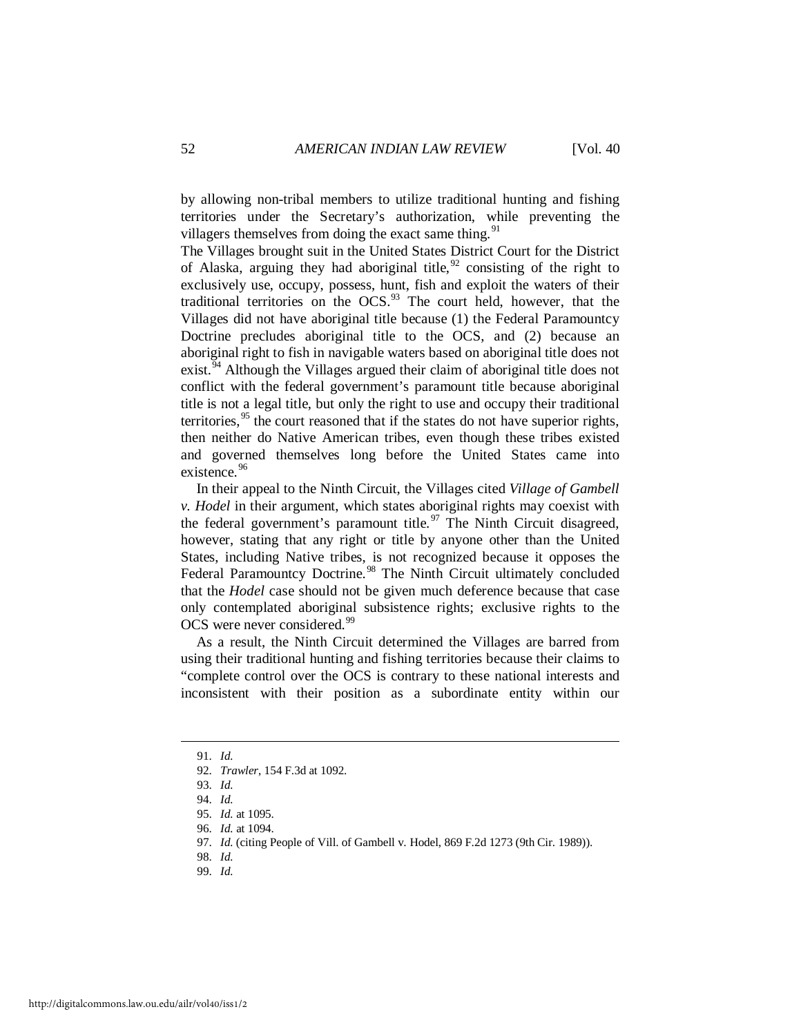by allowing non-tribal members to utilize traditional hunting and fishing territories under the Secretary's authorization, while preventing the villagers themselves from doing the exact same thing.[91]

The Villages brought suit in the United States District Court for the District of Alaska, arguing they had aboriginal title,[92] consisting of the right to exclusively use, occupy, possess, hunt, fish and exploit the waters of their traditional territories on the OCS.[93] The court held, however, that the Villages did not have aboriginal title because (1) the Federal Paramountcy Doctrine precludes aboriginal title to the OCS, and (2) because an aboriginal right to fish in navigable waters based on aboriginal title does not exist.[94] Although the Villages argued their claim of aboriginal title does not conflict with the federal government's paramount title because aboriginal title is not a legal title, but only the right to use and occupy their traditional territories,[95] the court reasoned that if the states do not have superior rights, then neither do Native American tribes, even though these tribes existed and governed themselves long before the United States came into existence.[96]

In their appeal to the Ninth Circuit, the Villages cited *Village of Gambell v. Hodel* in their argument, which states aboriginal rights may coexist with the federal government's paramount title.[97] The Ninth Circuit disagreed, however, stating that any right or title by anyone other than the United States, including Native tribes, is not recognized because it opposes the Federal Paramountcy Doctrine.[98] The Ninth Circuit ultimately concluded that the *Hodel* case should not be given much deference because that case only contemplated aboriginal subsistence rights; exclusive rights to the OCS were never considered.[99]

As a result, the Ninth Circuit determined the Villages are barred from using their traditional hunting and fishing territories because their claims to "complete control over the OCS is contrary to these national interests and inconsistent with their position as a subordinate entity within our

---

91. *Id.*

92. *Trawler*, 154 F.3d at 1092.

93. *Id.*

94. *Id.*

95. *Id.* at 1095.

96. *Id.* at 1094.

97. *Id.* (citing People of Vill. of Gambell v. Hodel, 869 F.2d 1273 (9th Cir. 1989)).

98. *Id.*

99. *Id.*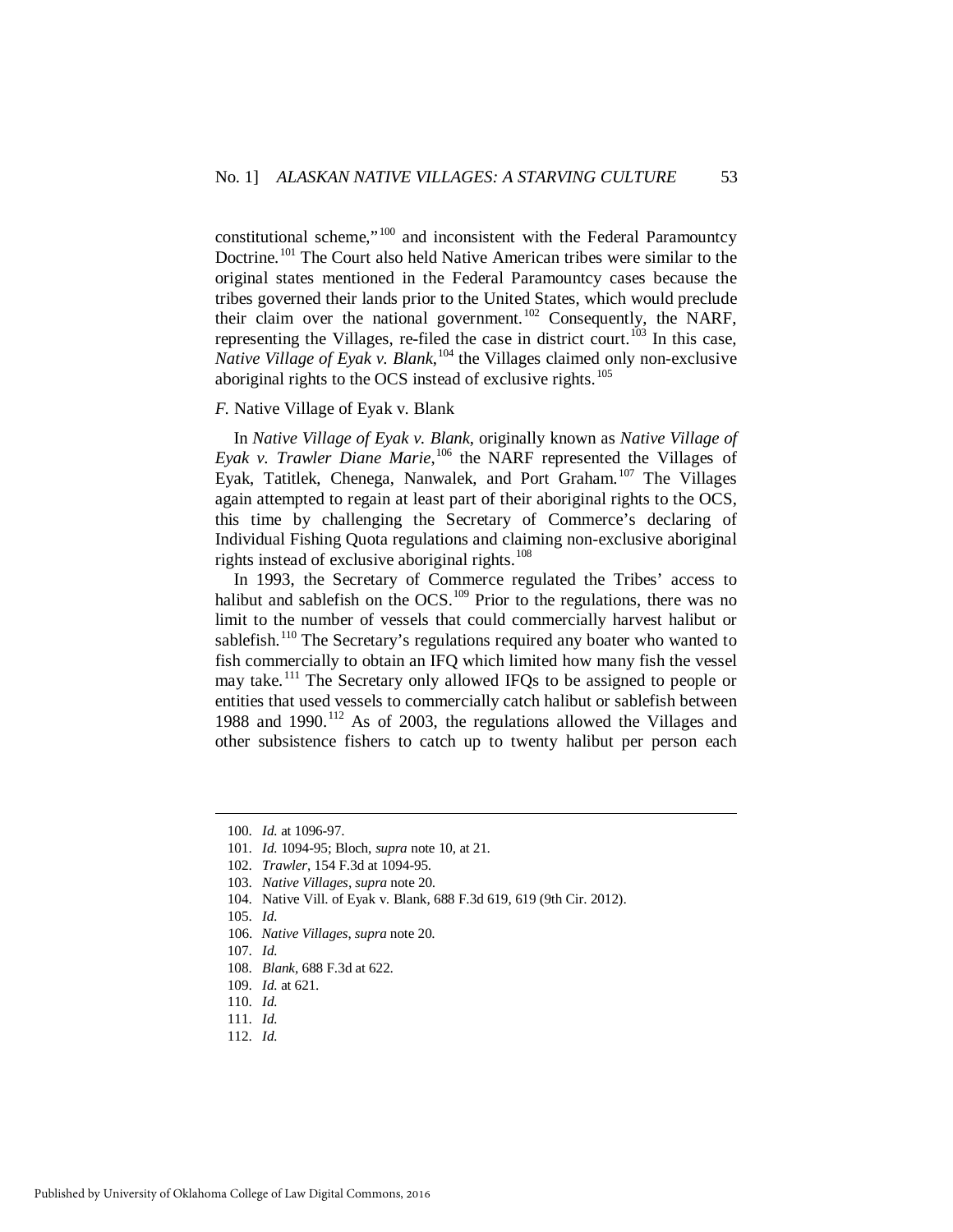constitutional scheme,"[100] and inconsistent with the Federal Paramountcy Doctrine.[101] The Court also held Native American tribes were similar to the original states mentioned in the Federal Paramountcy cases because the tribes governed their lands prior to the United States, which would preclude their claim over the national government.[102] Consequently, the NARF, representing the Villages, re-filed the case in district court.[103] In this case, *Native Village of Eyak v. Blank*,[104] the Villages claimed only non-exclusive aboriginal rights to the OCS instead of exclusive rights.[105]

### *F.* Native Village of Eyak v. Blank

In *Native Village of Eyak v. Blank*, originally known as *Native Village of Eyak v. Trawler Diane Marie*,[106] the NARF represented the Villages of Eyak, Tatitlek, Chenega, Nanwalek, and Port Graham.[107] The Villages again attempted to regain at least part of their aboriginal rights to the OCS, this time by challenging the Secretary of Commerce's declaring of Individual Fishing Quota regulations and claiming non-exclusive aboriginal rights instead of exclusive aboriginal rights.[108]

In 1993, the Secretary of Commerce regulated the Tribes' access to halibut and sablefish on the OCS.[109] Prior to the regulations, there was no limit to the number of vessels that could commercially harvest halibut or sablefish.[110] The Secretary's regulations required any boater who wanted to fish commercially to obtain an IFQ which limited how many fish the vessel may take.[111] The Secretary only allowed IFQs to be assigned to people or entities that used vessels to commercially catch halibut or sablefish between 1988 and 1990.[112] As of 2003, the regulations allowed the Villages and other subsistence fishers to catch up to twenty halibut per person each

---

100. *Id.* at 1096-97.
101. *Id.* 1094-95; Bloch, *supra* note 10, at 21.
102. *Trawler*, 154 F.3d at 1094-95.
103. *Native Villages*, *supra* note 20.
104. Native Vill. of Eyak v. Blank, 688 F.3d 619, 619 (9th Cir. 2012).
105. *Id.*
106. *Native Villages*, *supra* note 20.
107. *Id.*
108. *Blank*, 688 F.3d at 622.
109. *Id.* at 621.
110. *Id.*
111. *Id.*
112. *Id.*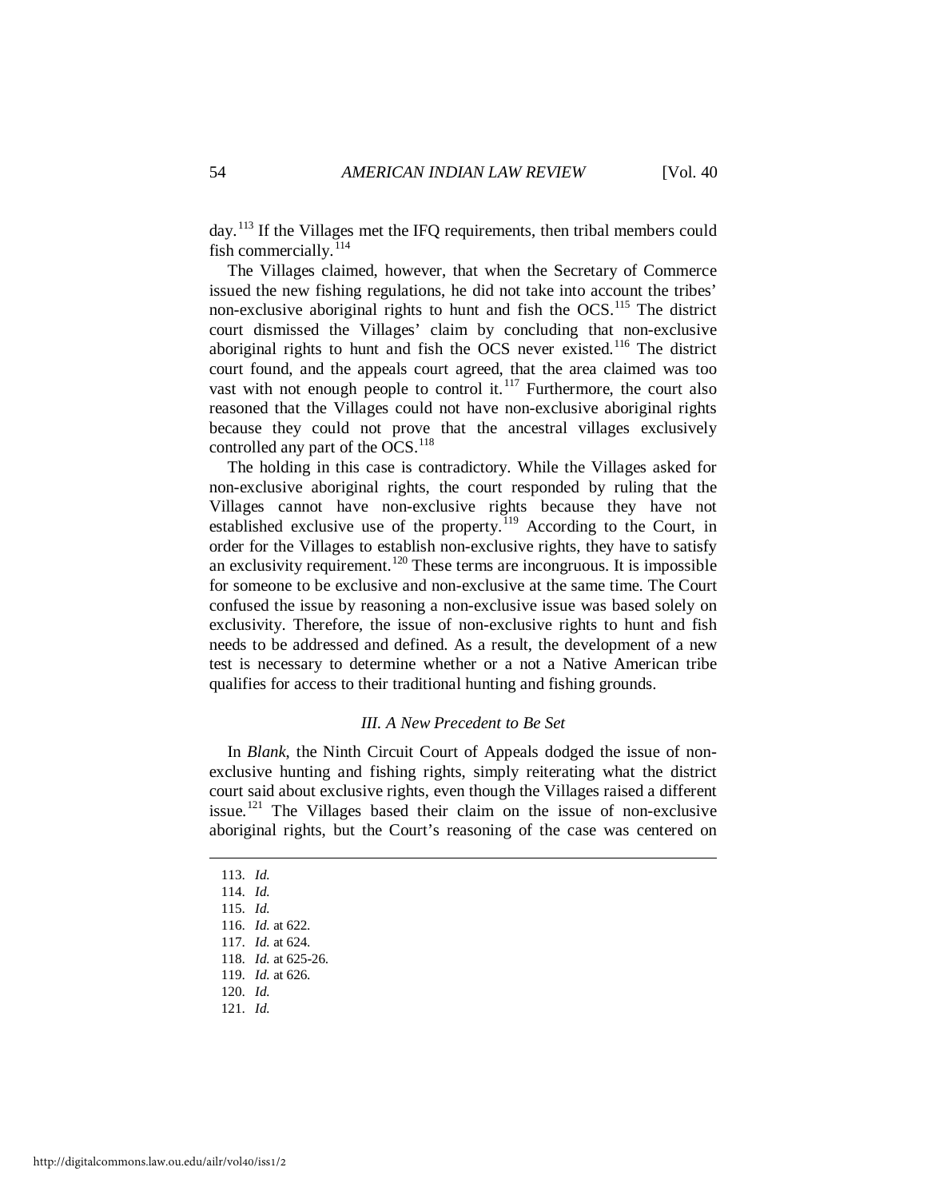day.[113] If the Villages met the IFQ requirements, then tribal members could fish commercially.[114]

The Villages claimed, however, that when the Secretary of Commerce issued the new fishing regulations, he did not take into account the tribes' non-exclusive aboriginal rights to hunt and fish the OCS.[115] The district court dismissed the Villages' claim by concluding that non-exclusive aboriginal rights to hunt and fish the OCS never existed.[116] The district court found, and the appeals court agreed, that the area claimed was too vast with not enough people to control it.[117] Furthermore, the court also reasoned that the Villages could not have non-exclusive aboriginal rights because they could not prove that the ancestral villages exclusively controlled any part of the OCS.[118]

The holding in this case is contradictory. While the Villages asked for non-exclusive aboriginal rights, the court responded by ruling that the Villages cannot have non-exclusive rights because they have not established exclusive use of the property.[119] According to the Court, in order for the Villages to establish non-exclusive rights, they have to satisfy an exclusivity requirement.[120] These terms are incongruous. It is impossible for someone to be exclusive and non-exclusive at the same time. The Court confused the issue by reasoning a non-exclusive issue was based solely on exclusivity. Therefore, the issue of non-exclusive rights to hunt and fish needs to be addressed and defined. As a result, the development of a new test is necessary to determine whether or a not a Native American tribe qualifies for access to their traditional hunting and fishing grounds.

### *III. A New Precedent to Be Set*

In *Blank*, the Ninth Circuit Court of Appeals dodged the issue of non-exclusive hunting and fishing rights, simply reiterating what the district court said about exclusive rights, even though the Villages raised a different issue.[121] The Villages based their claim on the issue of non-exclusive aboriginal rights, but the Court's reasoning of the case was centered on

---

113. *Id.*
114. *Id.*
115. *Id.*
116. *Id.* at 622.
117. *Id.* at 624.
118. *Id.* at 625-26.
119. *Id.* at 626.
120. *Id.*
121. *Id.*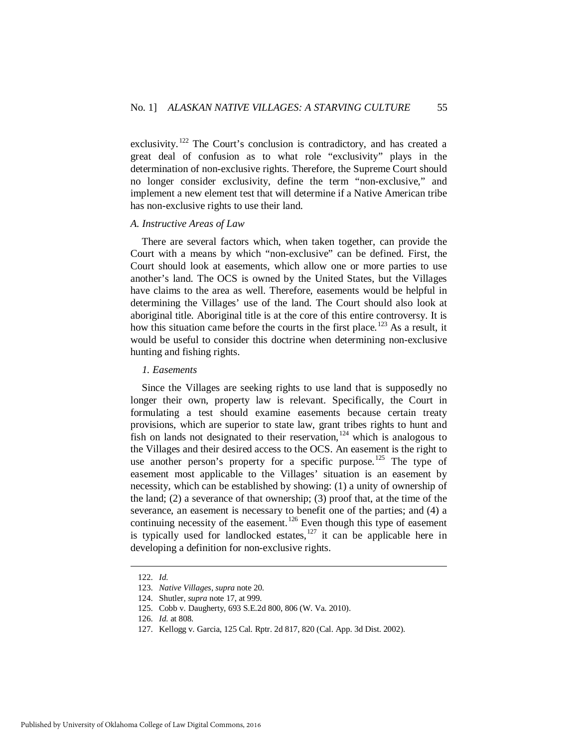exclusivity.[122] The Court's conclusion is contradictory, and has created a great deal of confusion as to what role "exclusivity" plays in the determination of non-exclusive rights. Therefore, the Supreme Court should no longer consider exclusivity, define the term "non-exclusive," and implement a new element test that will determine if a Native American tribe has non-exclusive rights to use their land.

### *A. Instructive Areas of Law*

There are several factors which, when taken together, can provide the Court with a means by which "non-exclusive" can be defined. First, the Court should look at easements, which allow one or more parties to use another's land. The OCS is owned by the United States, but the Villages have claims to the area as well. Therefore, easements would be helpful in determining the Villages' use of the land. The Court should also look at aboriginal title. Aboriginal title is at the core of this entire controversy. It is how this situation came before the courts in the first place.[123] As a result, it would be useful to consider this doctrine when determining non-exclusive hunting and fishing rights.

#### *1. Easements*

Since the Villages are seeking rights to use land that is supposedly no longer their own, property law is relevant. Specifically, the Court in formulating a test should examine easements because certain treaty provisions, which are superior to state law, grant tribes rights to hunt and fish on lands not designated to their reservation,[124] which is analogous to the Villages and their desired access to the OCS. An easement is the right to use another person's property for a specific purpose.[125] The type of easement most applicable to the Villages' situation is an easement by necessity, which can be established by showing: (1) a unity of ownership of the land; (2) a severance of that ownership; (3) proof that, at the time of the severance, an easement is necessary to benefit one of the parties; and (4) a continuing necessity of the easement.[126] Even though this type of easement is typically used for landlocked estates,[127] it can be applicable here in developing a definition for non-exclusive rights.

---

122. *Id.*

123. *Native Villages*, *supra* note 20.

124. Shutler, *supra* note 17, at 999.

125. Cobb v. Daugherty, 693 S.E.2d 800, 806 (W. Va. 2010).

126. *Id.* at 808.

127. Kellogg v. Garcia, 125 Cal. Rptr. 2d 817, 820 (Cal. App. 3d Dist. 2002).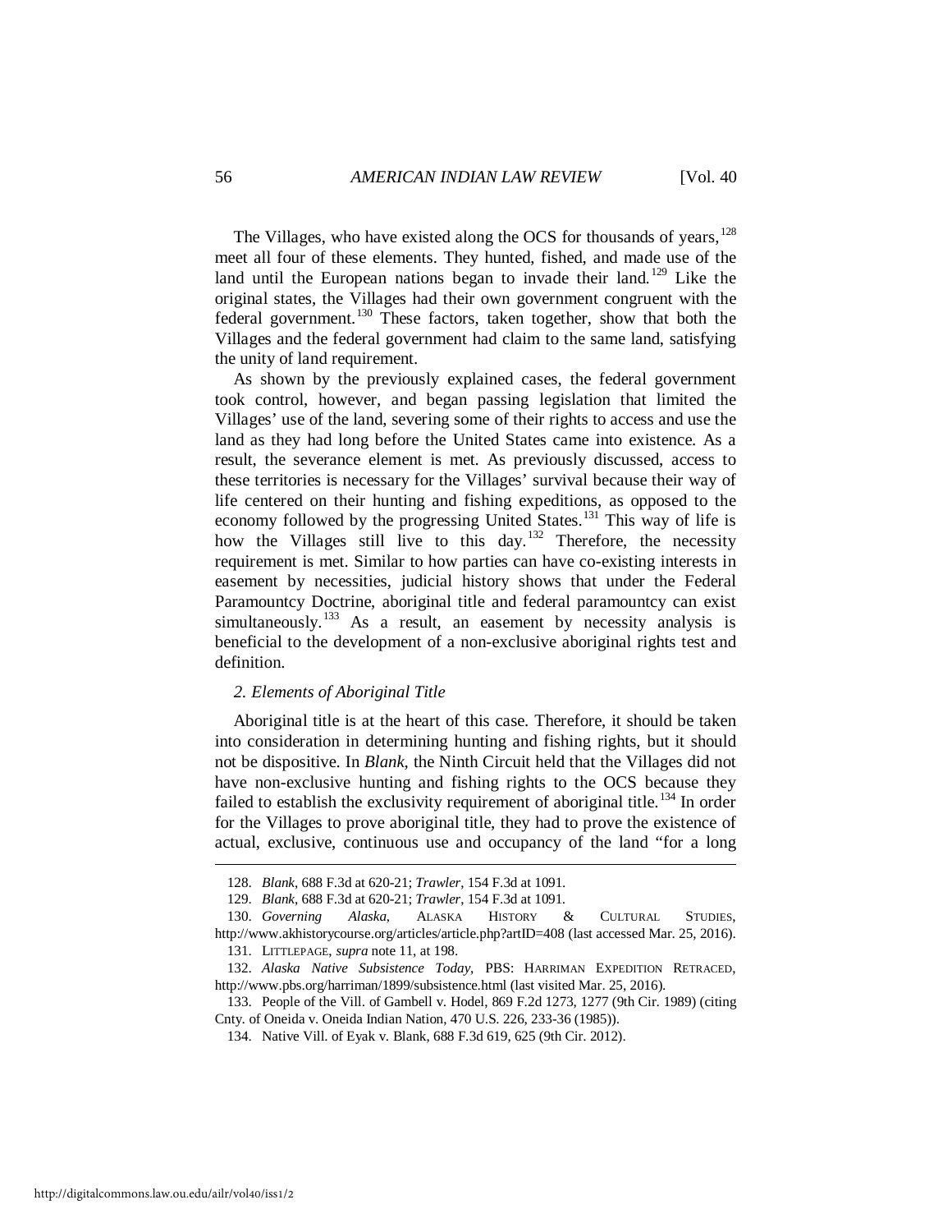The Villages, who have existed along the OCS for thousands of years,[128] meet all four of these elements. They hunted, fished, and made use of the land until the European nations began to invade their land.[129] Like the original states, the Villages had their own government congruent with the federal government.[130] These factors, taken together, show that both the Villages and the federal government had claim to the same land, satisfying the unity of land requirement.

As shown by the previously explained cases, the federal government took control, however, and began passing legislation that limited the Villages' use of the land, severing some of their rights to access and use the land as they had long before the United States came into existence. As a result, the severance element is met. As previously discussed, access to these territories is necessary for the Villages' survival because their way of life centered on their hunting and fishing expeditions, as opposed to the economy followed by the progressing United States.[131] This way of life is how the Villages still live to this day.[132] Therefore, the necessity requirement is met. Similar to how parties can have co-existing interests in easement by necessities, judicial history shows that under the Federal Paramountcy Doctrine, aboriginal title and federal paramountcy can exist simultaneously.[133] As a result, an easement by necessity analysis is beneficial to the development of a non-exclusive aboriginal rights test and definition.

*2. Elements of Aboriginal Title*

Aboriginal title is at the heart of this case. Therefore, it should be taken into consideration in determining hunting and fishing rights, but it should not be dispositive. In *Blank*, the Ninth Circuit held that the Villages did not have non-exclusive hunting and fishing rights to the OCS because they failed to establish the exclusivity requirement of aboriginal title.[134] In order for the Villages to prove aboriginal title, they had to prove the existence of actual, exclusive, continuous use and occupancy of the land "for a long

---

128. *Blank*, 688 F.3d at 620-21; *Trawler*, 154 F.3d at 1091.

129. *Blank*, 688 F.3d at 620-21; *Trawler*, 154 F.3d at 1091.

130. *Governing Alaska*, ALASKA HISTORY & CULTURAL STUDIES, http://www.akhistorycourse.org/articles/article.php?artID=408 (last accessed Mar. 25, 2016).

131. LITTLEPAGE, *supra* note 11, at 198.

132. *Alaska Native Subsistence Today*, PBS: HARRIMAN EXPEDITION RETRACED, http://www.pbs.org/harriman/1899/subsistence.html (last visited Mar. 25, 2016).

133. People of the Vill. of Gambell v. Hodel, 869 F.2d 1273, 1277 (9th Cir. 1989) (citing Cnty. of Oneida v. Oneida Indian Nation, 470 U.S. 226, 233-36 (1985)).

134. Native Vill. of Eyak v. Blank, 688 F.3d 619, 625 (9th Cir. 2012).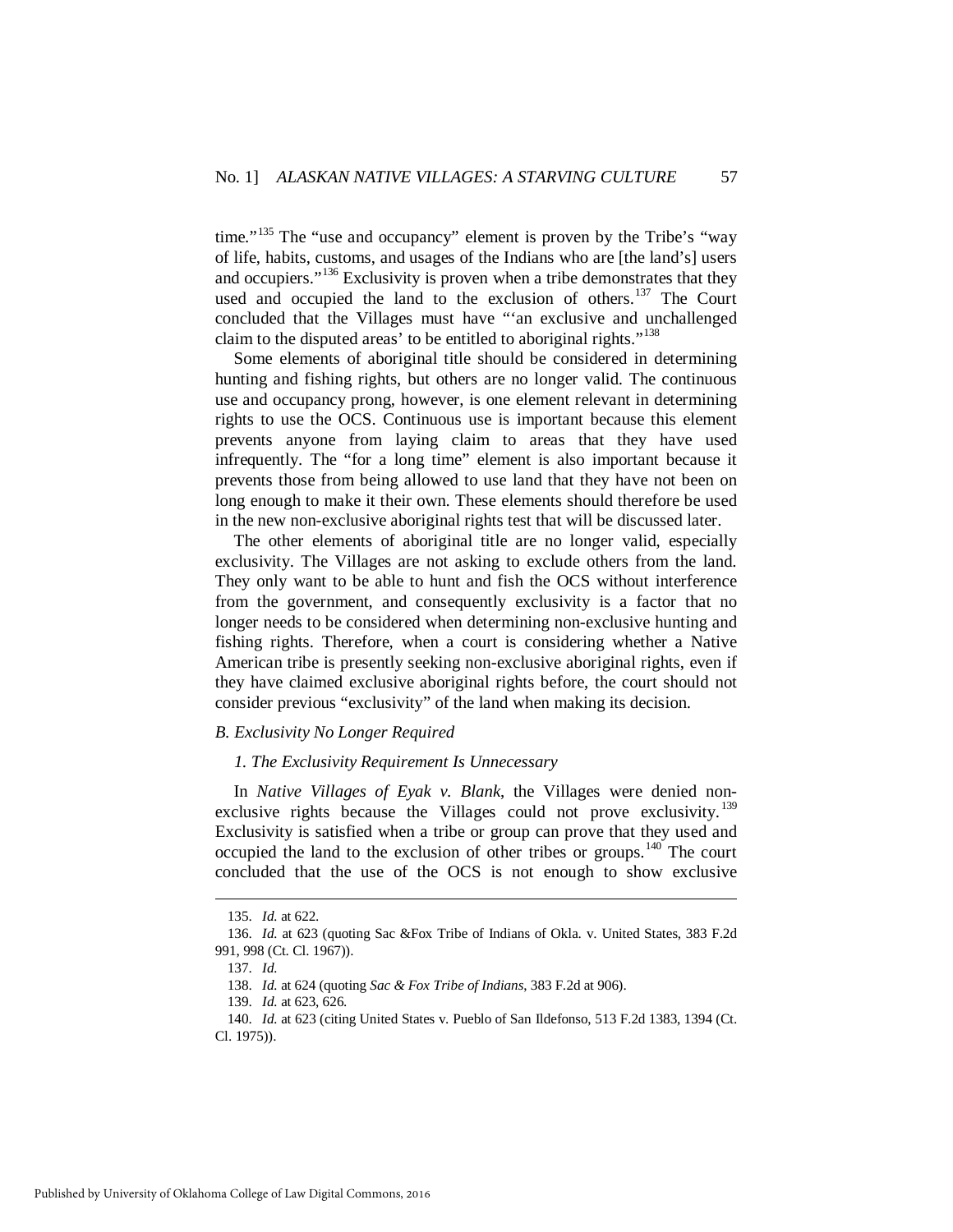time."[135] The "use and occupancy" element is proven by the Tribe's "way of life, habits, customs, and usages of the Indians who are [the land's] users and occupiers."[136] Exclusivity is proven when a tribe demonstrates that they used and occupied the land to the exclusion of others.[137] The Court concluded that the Villages must have "'an exclusive and unchallenged claim to the disputed areas' to be entitled to aboriginal rights."[138]

Some elements of aboriginal title should be considered in determining hunting and fishing rights, but others are no longer valid. The continuous use and occupancy prong, however, is one element relevant in determining rights to use the OCS. Continuous use is important because this element prevents anyone from laying claim to areas that they have used infrequently. The "for a long time" element is also important because it prevents those from being allowed to use land that they have not been on long enough to make it their own. These elements should therefore be used in the new non-exclusive aboriginal rights test that will be discussed later.

The other elements of aboriginal title are no longer valid, especially exclusivity. The Villages are not asking to exclude others from the land. They only want to be able to hunt and fish the OCS without interference from the government, and consequently exclusivity is a factor that no longer needs to be considered when determining non-exclusive hunting and fishing rights. Therefore, when a court is considering whether a Native American tribe is presently seeking non-exclusive aboriginal rights, even if they have claimed exclusive aboriginal rights before, the court should not consider previous "exclusivity" of the land when making its decision.

### *B. Exclusivity No Longer Required*

#### *1. The Exclusivity Requirement Is Unnecessary*

In *Native Villages of Eyak v. Blank*, the Villages were denied non-exclusive rights because the Villages could not prove exclusivity.[139] Exclusivity is satisfied when a tribe or group can prove that they used and occupied the land to the exclusion of other tribes or groups.[140] The court concluded that the use of the OCS is not enough to show exclusive

---

135. *Id.* at 622.

136. *Id.* at 623 (quoting Sac &Fox Tribe of Indians of Okla. v. United States, 383 F.2d 991, 998 (Ct. Cl. 1967)).

137. *Id.*

138. *Id.* at 624 (quoting *Sac & Fox Tribe of Indians*, 383 F.2d at 906).

139. *Id.* at 623, 626.

140. *Id.* at 623 (citing United States v. Pueblo of San Ildefonso, 513 F.2d 1383, 1394 (Ct. Cl. 1975)).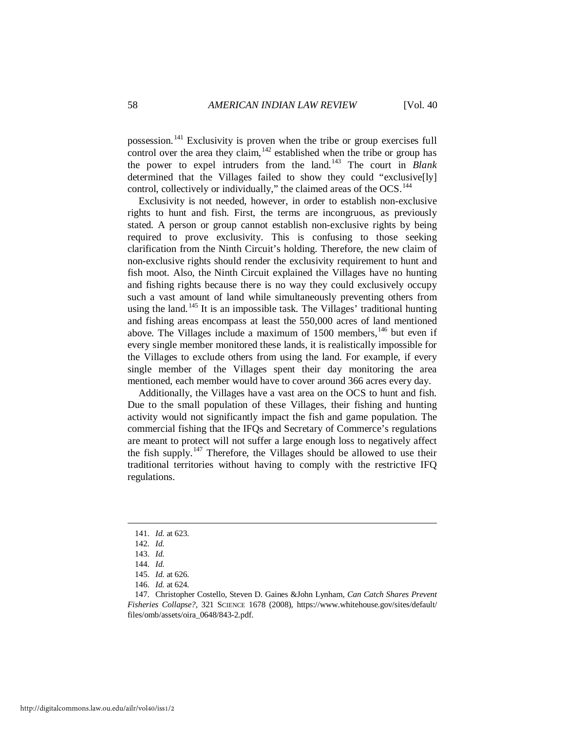possession.[141] Exclusivity is proven when the tribe or group exercises full control over the area they claim,[142] established when the tribe or group has the power to expel intruders from the land.[143] The court in *Blank* determined that the Villages failed to show they could "exclusive[ly] control, collectively or individually," the claimed areas of the OCS.[144]

Exclusivity is not needed, however, in order to establish non-exclusive rights to hunt and fish. First, the terms are incongruous, as previously stated. A person or group cannot establish non-exclusive rights by being required to prove exclusivity. This is confusing to those seeking clarification from the Ninth Circuit's holding. Therefore, the new claim of non-exclusive rights should render the exclusivity requirement to hunt and fish moot. Also, the Ninth Circuit explained the Villages have no hunting and fishing rights because there is no way they could exclusively occupy such a vast amount of land while simultaneously preventing others from using the land.[145] It is an impossible task. The Villages' traditional hunting and fishing areas encompass at least the 550,000 acres of land mentioned above. The Villages include a maximum of 1500 members,[146] but even if every single member monitored these lands, it is realistically impossible for the Villages to exclude others from using the land. For example, if every single member of the Villages spent their day monitoring the area mentioned, each member would have to cover around 366 acres every day.

Additionally, the Villages have a vast area on the OCS to hunt and fish. Due to the small population of these Villages, their fishing and hunting activity would not significantly impact the fish and game population. The commercial fishing that the IFQs and Secretary of Commerce's regulations are meant to protect will not suffer a large enough loss to negatively affect the fish supply.[147] Therefore, the Villages should be allowed to use their traditional territories without having to comply with the restrictive IFQ regulations.

---

141. *Id.* at 623.

142. *Id.*

143. *Id.*

144. *Id.*

145. *Id.* at 626.

146. *Id.* at 624.

147. Christopher Costello, Steven D. Gaines &John Lynham, *Can Catch Shares Prevent Fisheries Collapse?*, 321 SCIENCE 1678 (2008), https://www.whitehouse.gov/sites/default/files/omb/assets/oira_0648/843-2.pdf.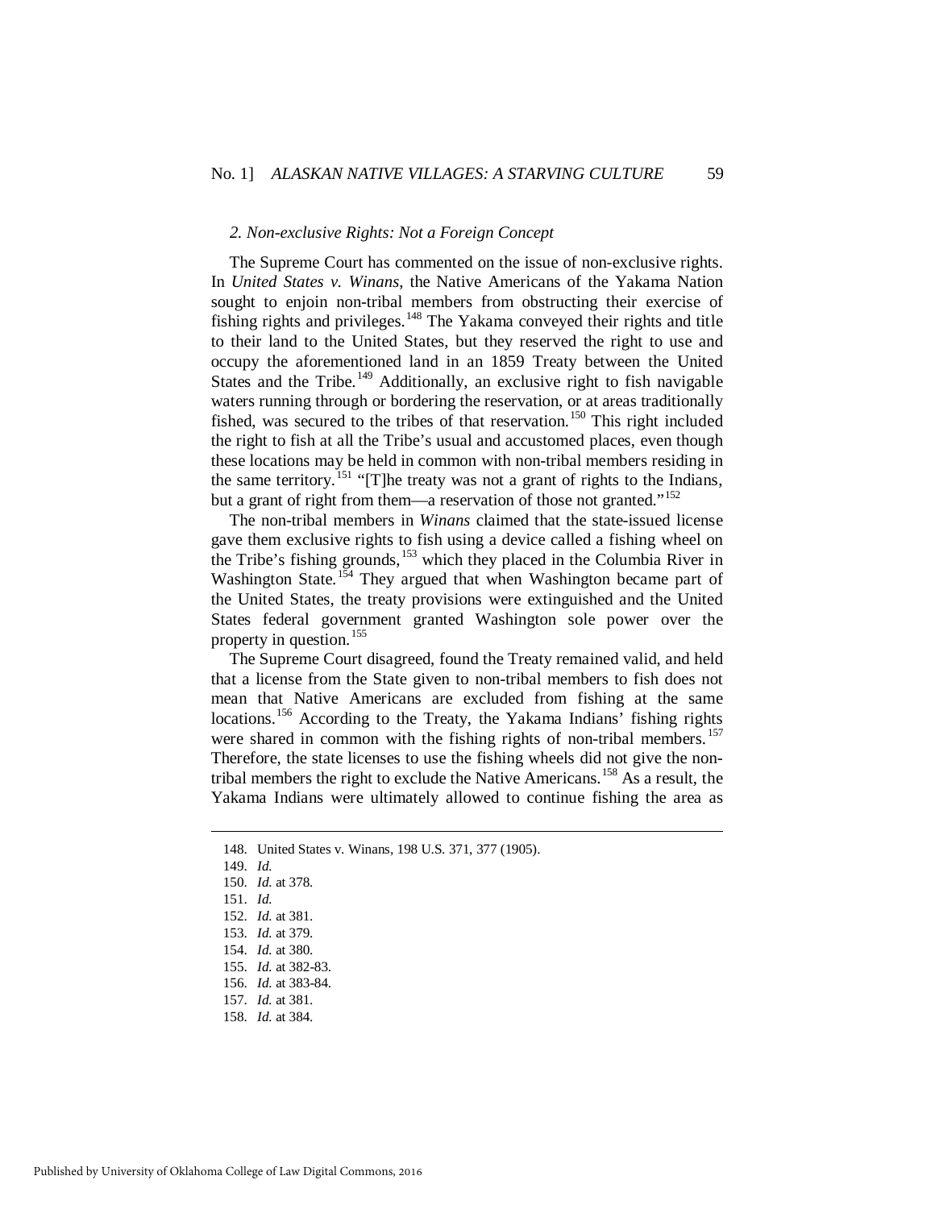### *2. Non-exclusive Rights: Not a Foreign Concept*

The Supreme Court has commented on the issue of non-exclusive rights. In *United States v. Winans*, the Native Americans of the Yakama Nation sought to enjoin non-tribal members from obstructing their exercise of fishing rights and privileges.[148] The Yakama conveyed their rights and title to their land to the United States, but they reserved the right to use and occupy the aforementioned land in an 1859 Treaty between the United States and the Tribe.[149] Additionally, an exclusive right to fish navigable waters running through or bordering the reservation, or at areas traditionally fished, was secured to the tribes of that reservation.[150] This right included the right to fish at all the Tribe's usual and accustomed places, even though these locations may be held in common with non-tribal members residing in the same territory.[151] "[T]he treaty was not a grant of rights to the Indians, but a grant of right from them—a reservation of those not granted."[152]

The non-tribal members in *Winans* claimed that the state-issued license gave them exclusive rights to fish using a device called a fishing wheel on the Tribe's fishing grounds,[153] which they placed in the Columbia River in Washington State.[154] They argued that when Washington became part of the United States, the treaty provisions were extinguished and the United States federal government granted Washington sole power over the property in question.[155]

The Supreme Court disagreed, found the Treaty remained valid, and held that a license from the State given to non-tribal members to fish does not mean that Native Americans are excluded from fishing at the same locations.[156] According to the Treaty, the Yakama Indians' fishing rights were shared in common with the fishing rights of non-tribal members.[157] Therefore, the state licenses to use the fishing wheels did not give the non-tribal members the right to exclude the Native Americans.[158] As a result, the Yakama Indians were ultimately allowed to continue fishing the area as

---

148. United States v. Winans, 198 U.S. 371, 377 (1905).
149. *Id.*
150. *Id.* at 378.
151. *Id.*
152. *Id.* at 381.
153. *Id.* at 379.
154. *Id.* at 380.
155. *Id.* at 382-83.
156. *Id.* at 383-84.
157. *Id.* at 381.
158. *Id.* at 384.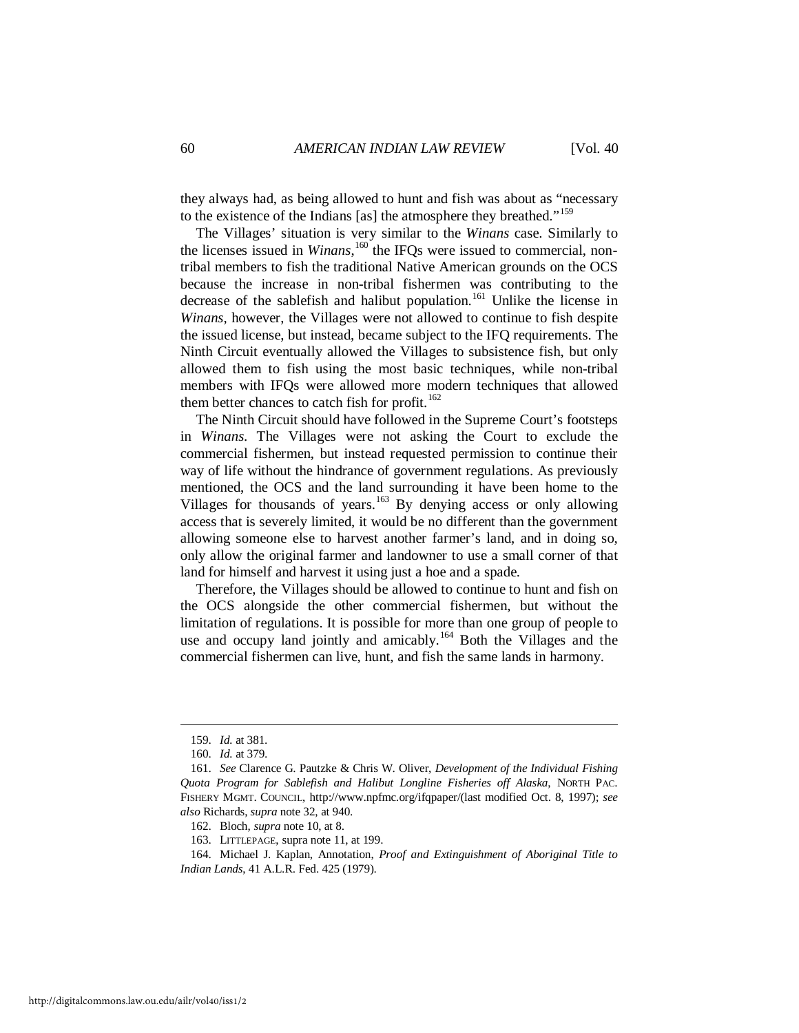they always had, as being allowed to hunt and fish was about as "necessary to the existence of the Indians [as] the atmosphere they breathed."[159]

The Villages' situation is very similar to the *Winans* case. Similarly to the licenses issued in *Winans*,[160] the IFQs were issued to commercial, non-tribal members to fish the traditional Native American grounds on the OCS because the increase in non-tribal fishermen was contributing to the decrease of the sablefish and halibut population.[161] Unlike the license in *Winans*, however, the Villages were not allowed to continue to fish despite the issued license, but instead, became subject to the IFQ requirements. The Ninth Circuit eventually allowed the Villages to subsistence fish, but only allowed them to fish using the most basic techniques, while non-tribal members with IFQs were allowed more modern techniques that allowed them better chances to catch fish for profit.[162]

The Ninth Circuit should have followed in the Supreme Court's footsteps in *Winans*. The Villages were not asking the Court to exclude the commercial fishermen, but instead requested permission to continue their way of life without the hindrance of government regulations. As previously mentioned, the OCS and the land surrounding it have been home to the Villages for thousands of years.[163] By denying access or only allowing access that is severely limited, it would be no different than the government allowing someone else to harvest another farmer's land, and in doing so, only allow the original farmer and landowner to use a small corner of that land for himself and harvest it using just a hoe and a spade.

Therefore, the Villages should be allowed to continue to hunt and fish on the OCS alongside the other commercial fishermen, but without the limitation of regulations. It is possible for more than one group of people to use and occupy land jointly and amicably.[164] Both the Villages and the commercial fishermen can live, hunt, and fish the same lands in harmony.

---

159. *Id.* at 381.

160. *Id.* at 379.

161. *See* Clarence G. Pautzke & Chris W. Oliver, *Development of the Individual Fishing Quota Program for Sablefish and Halibut Longline Fisheries off Alaska*, NORTH PAC. FISHERY MGMT. COUNCIL, http://www.npfmc.org/ifqpaper/(last modified Oct. 8, 1997); *see also* Richards, *supra* note 32, at 940.

162. Bloch, *supra* note 10, at 8.

163. LITTLEPAGE, supra note 11, at 199.

164. Michael J. Kaplan, Annotation, *Proof and Extinguishment of Aboriginal Title to Indian Lands*, 41 A.L.R. Fed. 425 (1979).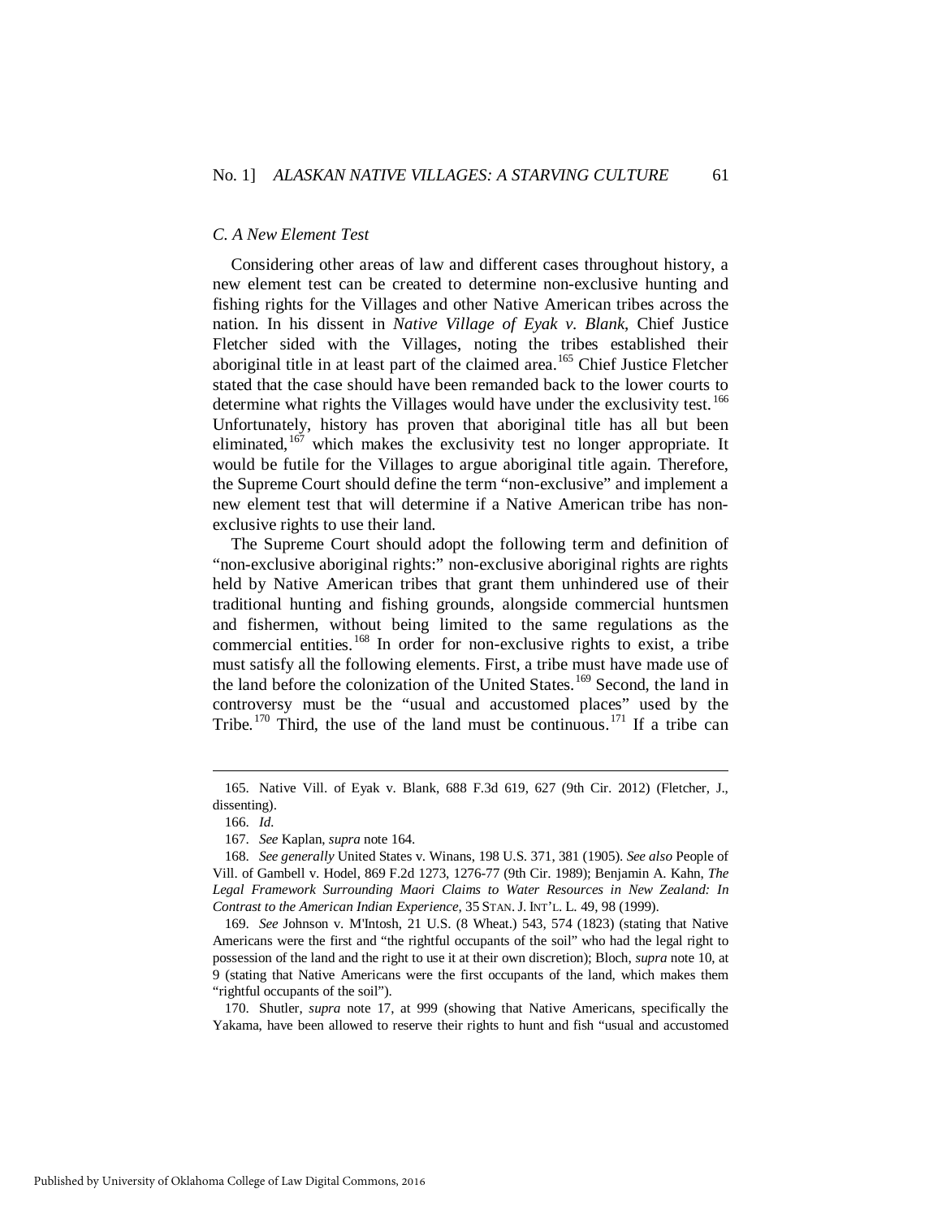### *C. A New Element Test*

Considering other areas of law and different cases throughout history, a new element test can be created to determine non-exclusive hunting and fishing rights for the Villages and other Native American tribes across the nation. In his dissent in *Native Village of Eyak v. Blank*, Chief Justice Fletcher sided with the Villages, noting the tribes established their aboriginal title in at least part of the claimed area.[165] Chief Justice Fletcher stated that the case should have been remanded back to the lower courts to determine what rights the Villages would have under the exclusivity test.[166] Unfortunately, history has proven that aboriginal title has all but been eliminated,[167] which makes the exclusivity test no longer appropriate. It would be futile for the Villages to argue aboriginal title again. Therefore, the Supreme Court should define the term "non-exclusive" and implement a new element test that will determine if a Native American tribe has non-exclusive rights to use their land.

The Supreme Court should adopt the following term and definition of "non-exclusive aboriginal rights:" non-exclusive aboriginal rights are rights held by Native American tribes that grant them unhindered use of their traditional hunting and fishing grounds, alongside commercial huntsmen and fishermen, without being limited to the same regulations as the commercial entities.[168] In order for non-exclusive rights to exist, a tribe must satisfy all the following elements. First, a tribe must have made use of the land before the colonization of the United States.[169] Second, the land in controversy must be the "usual and accustomed places" used by the Tribe.[170] Third, the use of the land must be continuous.[171] If a tribe can

---

165. Native Vill. of Eyak v. Blank, 688 F.3d 619, 627 (9th Cir. 2012) (Fletcher, J., dissenting).

166. *Id.*

167. *See* Kaplan, *supra* note 164.

168. *See generally* United States v. Winans, 198 U.S. 371, 381 (1905). *See also* People of Vill. of Gambell v. Hodel, 869 F.2d 1273, 1276-77 (9th Cir. 1989); Benjamin A. Kahn, *The Legal Framework Surrounding Maori Claims to Water Resources in New Zealand: In Contrast to the American Indian Experience*, 35 STAN. J. INT'L. L. 49, 98 (1999).

169. *See* Johnson v. M'Intosh, 21 U.S. (8 Wheat.) 543, 574 (1823) (stating that Native Americans were the first and "the rightful occupants of the soil" who had the legal right to possession of the land and the right to use it at their own discretion); Bloch, *supra* note 10, at 9 (stating that Native Americans were the first occupants of the land, which makes them "rightful occupants of the soil").

170. Shutler, *supra* note 17, at 999 (showing that Native Americans, specifically the Yakama, have been allowed to reserve their rights to hunt and fish "usual and accustomed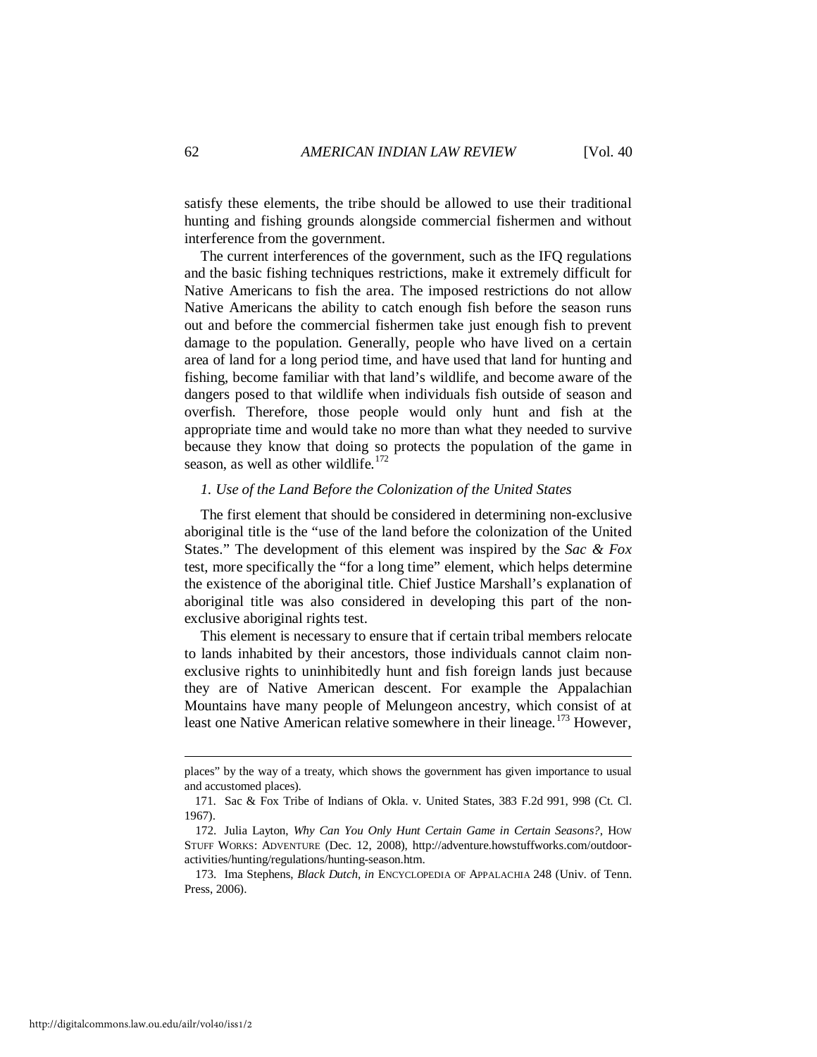satisfy these elements, the tribe should be allowed to use their traditional hunting and fishing grounds alongside commercial fishermen and without interference from the government.

The current interferences of the government, such as the IFQ regulations and the basic fishing techniques restrictions, make it extremely difficult for Native Americans to fish the area. The imposed restrictions do not allow Native Americans the ability to catch enough fish before the season runs out and before the commercial fishermen take just enough fish to prevent damage to the population. Generally, people who have lived on a certain area of land for a long period time, and have used that land for hunting and fishing, become familiar with that land's wildlife, and become aware of the dangers posed to that wildlife when individuals fish outside of season and overfish. Therefore, those people would only hunt and fish at the appropriate time and would take no more than what they needed to survive because they know that doing so protects the population of the game in season, as well as other wildlife.[172]

*1. Use of the Land Before the Colonization of the United States*

The first element that should be considered in determining non-exclusive aboriginal title is the "use of the land before the colonization of the United States." The development of this element was inspired by the *Sac & Fox* test, more specifically the "for a long time" element, which helps determine the existence of the aboriginal title. Chief Justice Marshall's explanation of aboriginal title was also considered in developing this part of the non-exclusive aboriginal rights test.

This element is necessary to ensure that if certain tribal members relocate to lands inhabited by their ancestors, those individuals cannot claim non-exclusive rights to uninhibitedly hunt and fish foreign lands just because they are of Native American descent. For example the Appalachian Mountains have many people of Melungeon ancestry, which consist of at least one Native American relative somewhere in their lineage.[173] However,

---

places" by the way of a treaty, which shows the government has given importance to usual and accustomed places).

171. Sac & Fox Tribe of Indians of Okla. v. United States, 383 F.2d 991, 998 (Ct. Cl. 1967).

172. Julia Layton, *Why Can You Only Hunt Certain Game in Certain Seasons?*, HOW STUFF WORKS: ADVENTURE (Dec. 12, 2008), http://adventure.howstuffworks.com/outdoor-activities/hunting/regulations/hunting-season.htm.

173. Ima Stephens, *Black Dutch*, *in* ENCYCLOPEDIA OF APPALACHIA 248 (Univ. of Tenn. Press, 2006).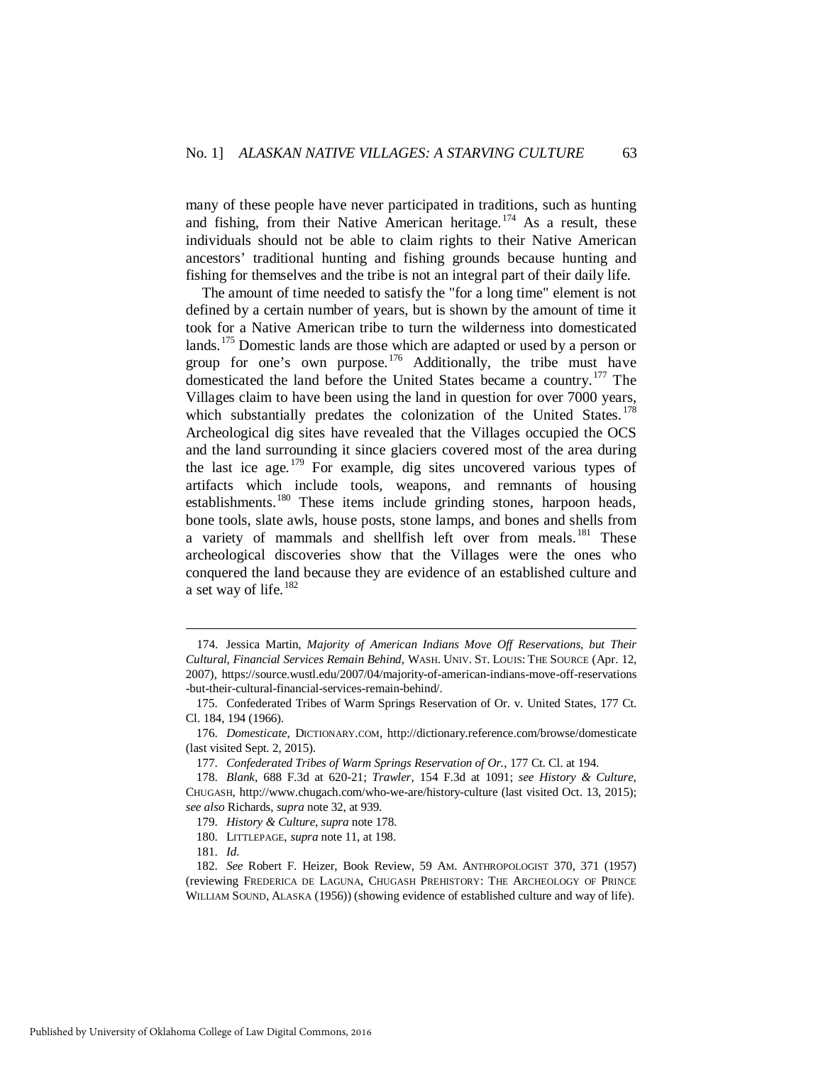many of these people have never participated in traditions, such as hunting and fishing, from their Native American heritage.[174] As a result, these individuals should not be able to claim rights to their Native American ancestors' traditional hunting and fishing grounds because hunting and fishing for themselves and the tribe is not an integral part of their daily life.

The amount of time needed to satisfy the "for a long time" element is not defined by a certain number of years, but is shown by the amount of time it took for a Native American tribe to turn the wilderness into domesticated lands.[175] Domestic lands are those which are adapted or used by a person or group for one's own purpose.[176] Additionally, the tribe must have domesticated the land before the United States became a country.[177] The Villages claim to have been using the land in question for over 7000 years, which substantially predates the colonization of the United States.[178] Archeological dig sites have revealed that the Villages occupied the OCS and the land surrounding it since glaciers covered most of the area during the last ice age.[179] For example, dig sites uncovered various types of artifacts which include tools, weapons, and remnants of housing establishments.[180] These items include grinding stones, harpoon heads, bone tools, slate awls, house posts, stone lamps, and bones and shells from a variety of mammals and shellfish left over from meals.[181] These archeological discoveries show that the Villages were the ones who conquered the land because they are evidence of an established culture and a set way of life.[182]

---

174. Jessica Martin, *Majority of American Indians Move Off Reservations, but Their Cultural, Financial Services Remain Behind*, WASH. UNIV. ST. LOUIS: THE SOURCE (Apr. 12, 2007), https://source.wustl.edu/2007/04/majority-of-american-indians-move-off-reservations-but-their-cultural-financial-services-remain-behind/.

175. Confederated Tribes of Warm Springs Reservation of Or. v. United States, 177 Ct. Cl. 184, 194 (1966).

176. *Domesticate*, DICTIONARY.COM, http://dictionary.reference.com/browse/domesticate (last visited Sept. 2, 2015).

177. *Confederated Tribes of Warm Springs Reservation of Or.*, 177 Ct. Cl. at 194.

178. *Blank*, 688 F.3d at 620-21; *Trawler*, 154 F.3d at 1091; *see History & Culture*, CHUGASH, http://www.chugach.com/who-we-are/history-culture (last visited Oct. 13, 2015); *see also* Richards, *supra* note 32, at 939.

179. *History & Culture*, *supra* note 178.

180. LITTLEPAGE, *supra* note 11, at 198.

181. *Id.*

182. *See* Robert F. Heizer, Book Review, 59 AM. ANTHROPOLOGIST 370, 371 (1957) (reviewing FREDERICA DE LAGUNA, CHUGASH PREHISTORY: THE ARCHEOLOGY OF PRINCE WILLIAM SOUND, ALASKA (1956)) (showing evidence of established culture and way of life).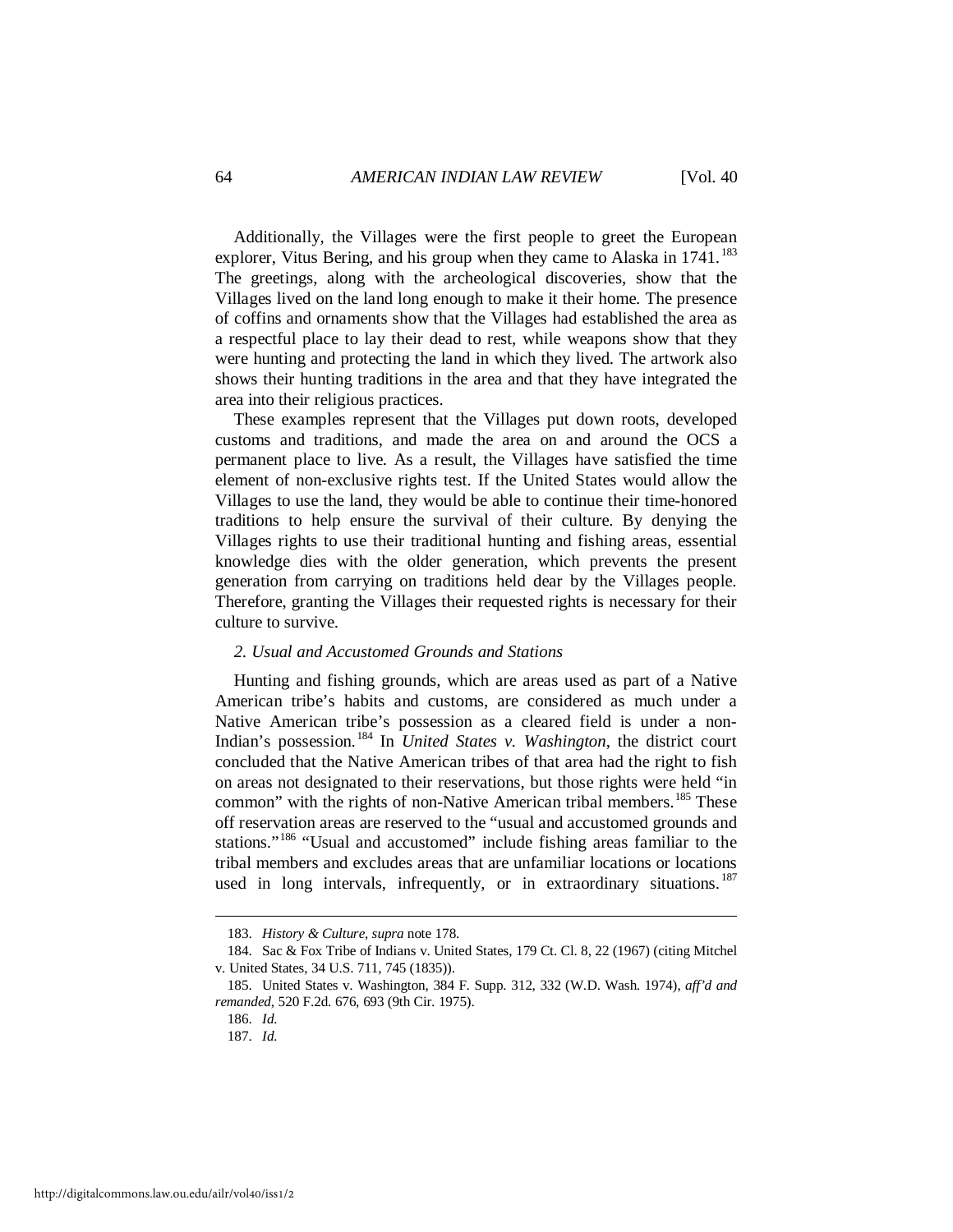Additionally, the Villages were the first people to greet the European explorer, Vitus Bering, and his group when they came to Alaska in 1741.[183] The greetings, along with the archeological discoveries, show that the Villages lived on the land long enough to make it their home. The presence of coffins and ornaments show that the Villages had established the area as a respectful place to lay their dead to rest, while weapons show that they were hunting and protecting the land in which they lived. The artwork also shows their hunting traditions in the area and that they have integrated the area into their religious practices.

These examples represent that the Villages put down roots, developed customs and traditions, and made the area on and around the OCS a permanent place to live. As a result, the Villages have satisfied the time element of non-exclusive rights test. If the United States would allow the Villages to use the land, they would be able to continue their time-honored traditions to help ensure the survival of their culture. By denying the Villages rights to use their traditional hunting and fishing areas, essential knowledge dies with the older generation, which prevents the present generation from carrying on traditions held dear by the Villages people. Therefore, granting the Villages their requested rights is necessary for their culture to survive.

### *2. Usual and Accustomed Grounds and Stations*

Hunting and fishing grounds, which are areas used as part of a Native American tribe's habits and customs, are considered as much under a Native American tribe's possession as a cleared field is under a non-Indian's possession.[184] In *United States v. Washington*, the district court concluded that the Native American tribes of that area had the right to fish on areas not designated to their reservations, but those rights were held "in common" with the rights of non-Native American tribal members.[185] These off reservation areas are reserved to the "usual and accustomed grounds and stations."[186] "Usual and accustomed" include fishing areas familiar to the tribal members and excludes areas that are unfamiliar locations or locations used in long intervals, infrequently, or in extraordinary situations.[187]

---

183. *History & Culture*, *supra* note 178.

184. Sac & Fox Tribe of Indians v. United States, 179 Ct. Cl. 8, 22 (1967) (citing Mitchel v. United States, 34 U.S. 711, 745 (1835)).

185. United States v. Washington, 384 F. Supp. 312, 332 (W.D. Wash. 1974), *aff'd and remanded*, 520 F.2d. 676, 693 (9th Cir. 1975).

186. *Id.*

187. *Id.*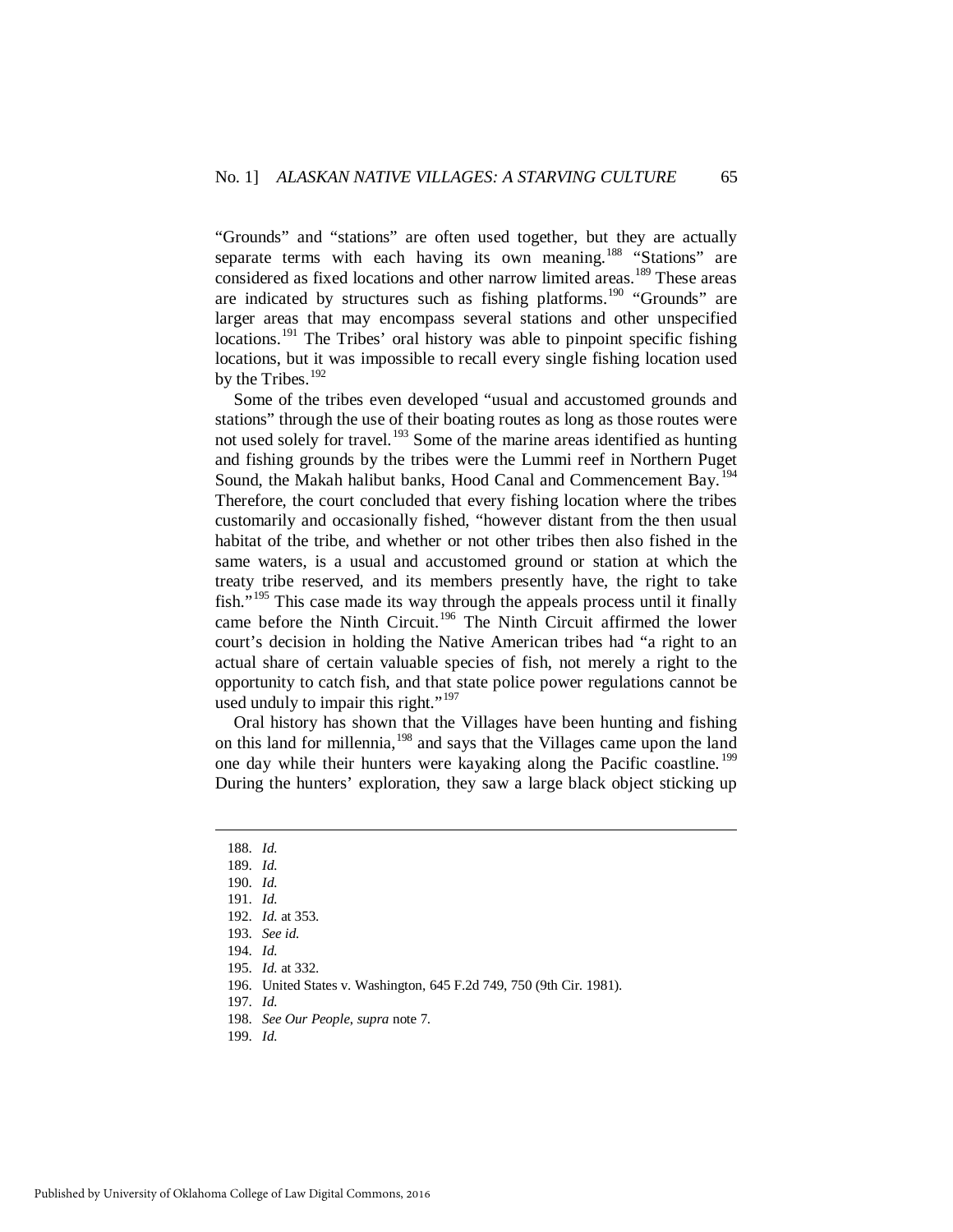"Grounds" and "stations" are often used together, but they are actually separate terms with each having its own meaning.[188] "Stations" are considered as fixed locations and other narrow limited areas.[189] These areas are indicated by structures such as fishing platforms.[190] "Grounds" are larger areas that may encompass several stations and other unspecified locations.[191] The Tribes' oral history was able to pinpoint specific fishing locations, but it was impossible to recall every single fishing location used by the Tribes.[192]

Some of the tribes even developed "usual and accustomed grounds and stations" through the use of their boating routes as long as those routes were not used solely for travel.[193] Some of the marine areas identified as hunting and fishing grounds by the tribes were the Lummi reef in Northern Puget Sound, the Makah halibut banks, Hood Canal and Commencement Bay.[194] Therefore, the court concluded that every fishing location where the tribes customarily and occasionally fished, "however distant from the then usual habitat of the tribe, and whether or not other tribes then also fished in the same waters, is a usual and accustomed ground or station at which the treaty tribe reserved, and its members presently have, the right to take fish."[195] This case made its way through the appeals process until it finally came before the Ninth Circuit.[196] The Ninth Circuit affirmed the lower court's decision in holding the Native American tribes had "a right to an actual share of certain valuable species of fish, not merely a right to the opportunity to catch fish, and that state police power regulations cannot be used unduly to impair this right."[197]

Oral history has shown that the Villages have been hunting and fishing on this land for millennia,[198] and says that the Villages came upon the land one day while their hunters were kayaking along the Pacific coastline.[199] During the hunters' exploration, they saw a large black object sticking up

---

188. *Id.*
189. *Id.*
190. *Id.*
191. *Id.*
192. *Id.* at 353.
193. *See id.*
194. *Id.*
195. *Id.* at 332.
196. United States v. Washington, 645 F.2d 749, 750 (9th Cir. 1981).
197. *Id.*
198. *See Our People*, *supra* note 7.
199. *Id.*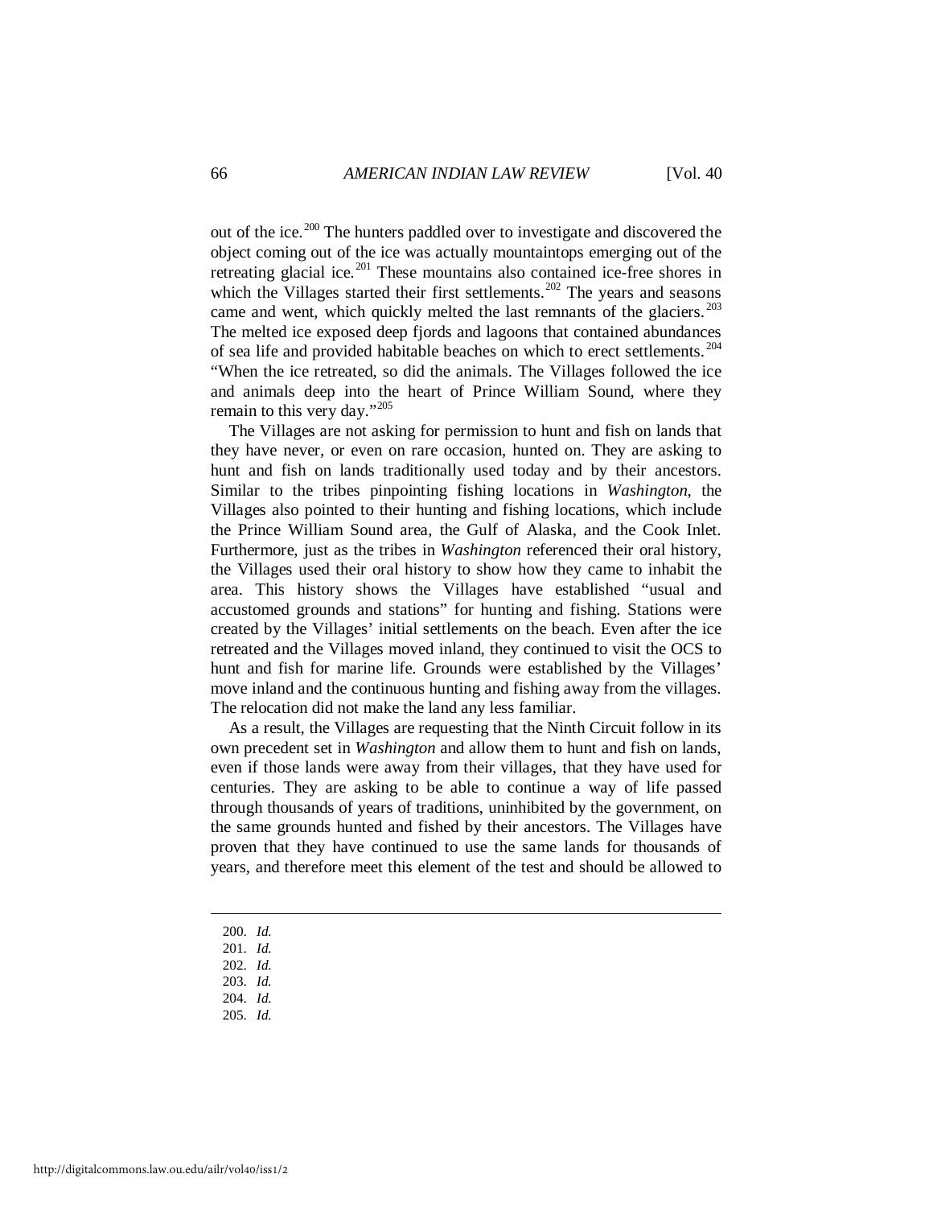out of the ice.[200] The hunters paddled over to investigate and discovered the object coming out of the ice was actually mountaintops emerging out of the retreating glacial ice.[201] These mountains also contained ice-free shores in which the Villages started their first settlements.[202] The years and seasons came and went, which quickly melted the last remnants of the glaciers.[203] The melted ice exposed deep fjords and lagoons that contained abundances of sea life and provided habitable beaches on which to erect settlements.[204] "When the ice retreated, so did the animals. The Villages followed the ice and animals deep into the heart of Prince William Sound, where they remain to this very day."[205]

The Villages are not asking for permission to hunt and fish on lands that they have never, or even on rare occasion, hunted on. They are asking to hunt and fish on lands traditionally used today and by their ancestors. Similar to the tribes pinpointing fishing locations in *Washington*, the Villages also pointed to their hunting and fishing locations, which include the Prince William Sound area, the Gulf of Alaska, and the Cook Inlet. Furthermore, just as the tribes in *Washington* referenced their oral history, the Villages used their oral history to show how they came to inhabit the area. This history shows the Villages have established "usual and accustomed grounds and stations" for hunting and fishing. Stations were created by the Villages' initial settlements on the beach. Even after the ice retreated and the Villages moved inland, they continued to visit the OCS to hunt and fish for marine life. Grounds were established by the Villages' move inland and the continuous hunting and fishing away from the villages. The relocation did not make the land any less familiar.

As a result, the Villages are requesting that the Ninth Circuit follow in its own precedent set in *Washington* and allow them to hunt and fish on lands, even if those lands were away from their villages, that they have used for centuries. They are asking to be able to continue a way of life passed through thousands of years of traditions, uninhibited by the government, on the same grounds hunted and fished by their ancestors. The Villages have proven that they have continued to use the same lands for thousands of years, and therefore meet this element of the test and should be allowed to

---

200. *Id.*
201. *Id.*
202. *Id.*
203. *Id.*
204. *Id.*
205. *Id.*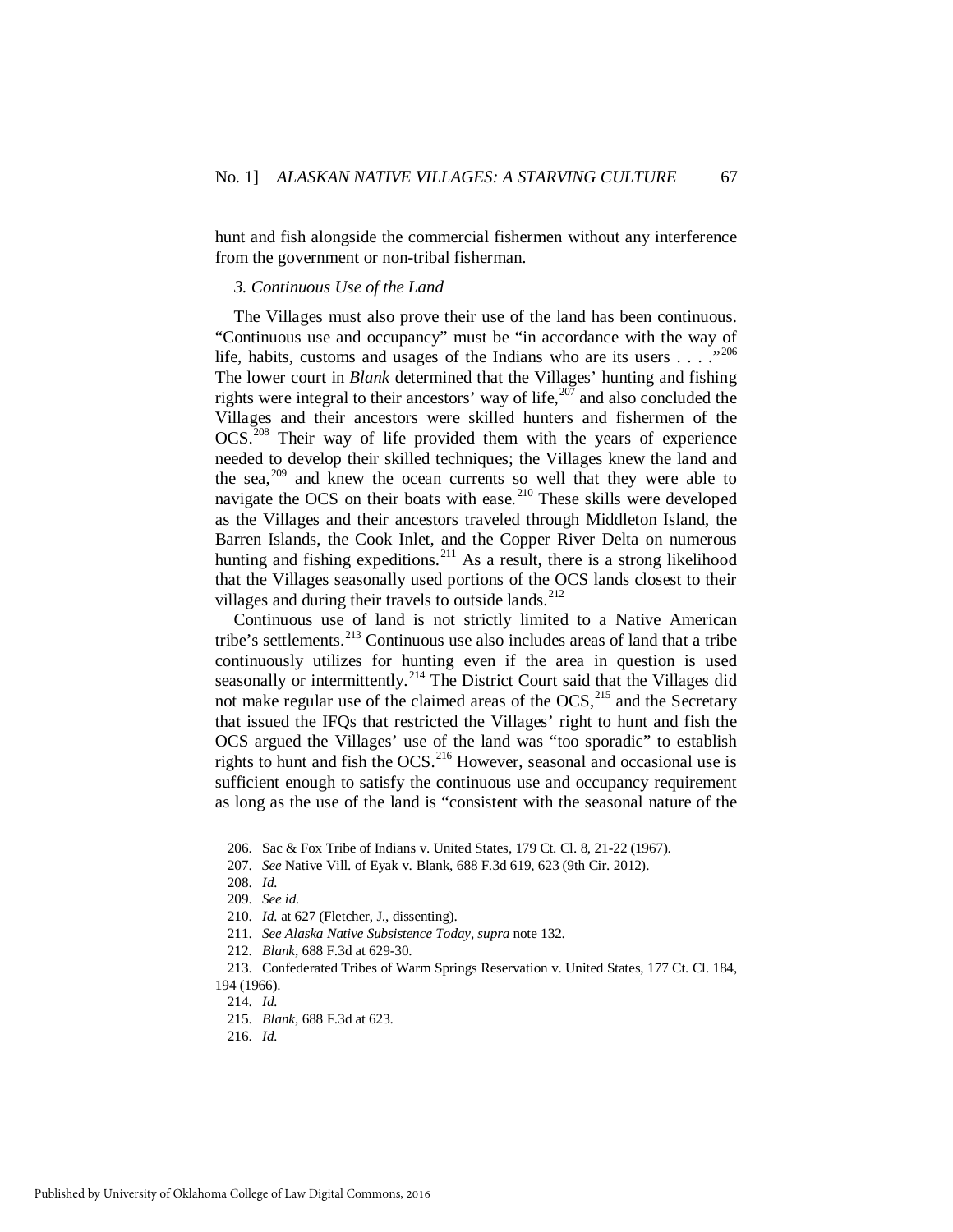hunt and fish alongside the commercial fishermen without any interference from the government or non-tribal fisherman.

*3. Continuous Use of the Land*

The Villages must also prove their use of the land has been continuous. "Continuous use and occupancy" must be "in accordance with the way of life, habits, customs and usages of the Indians who are its users . . . ."[206] The lower court in *Blank* determined that the Villages' hunting and fishing rights were integral to their ancestors' way of life,[207] and also concluded the Villages and their ancestors were skilled hunters and fishermen of the OCS.[208] Their way of life provided them with the years of experience needed to develop their skilled techniques; the Villages knew the land and the sea,[209] and knew the ocean currents so well that they were able to navigate the OCS on their boats with ease.[210] These skills were developed as the Villages and their ancestors traveled through Middleton Island, the Barren Islands, the Cook Inlet, and the Copper River Delta on numerous hunting and fishing expeditions.[211] As a result, there is a strong likelihood that the Villages seasonally used portions of the OCS lands closest to their villages and during their travels to outside lands.[212]

Continuous use of land is not strictly limited to a Native American tribe's settlements.[213] Continuous use also includes areas of land that a tribe continuously utilizes for hunting even if the area in question is used seasonally or intermittently.[214] The District Court said that the Villages did not make regular use of the claimed areas of the OCS,[215] and the Secretary that issued the IFQs that restricted the Villages' right to hunt and fish the OCS argued the Villages' use of the land was "too sporadic" to establish rights to hunt and fish the OCS.[216] However, seasonal and occasional use is sufficient enough to satisfy the continuous use and occupancy requirement as long as the use of the land is "consistent with the seasonal nature of the

---

206. Sac & Fox Tribe of Indians v. United States, 179 Ct. Cl. 8, 21-22 (1967).

207. *See* Native Vill. of Eyak v. Blank, 688 F.3d 619, 623 (9th Cir. 2012).

208. *Id.*

209. *See id.*

210. *Id.* at 627 (Fletcher, J., dissenting).

211. *See Alaska Native Subsistence Today*, *supra* note 132.

212. *Blank*, 688 F.3d at 629-30.

213. Confederated Tribes of Warm Springs Reservation v. United States, 177 Ct. Cl. 184, 194 (1966).

214. *Id.*

215. *Blank*, 688 F.3d at 623.

216. *Id.*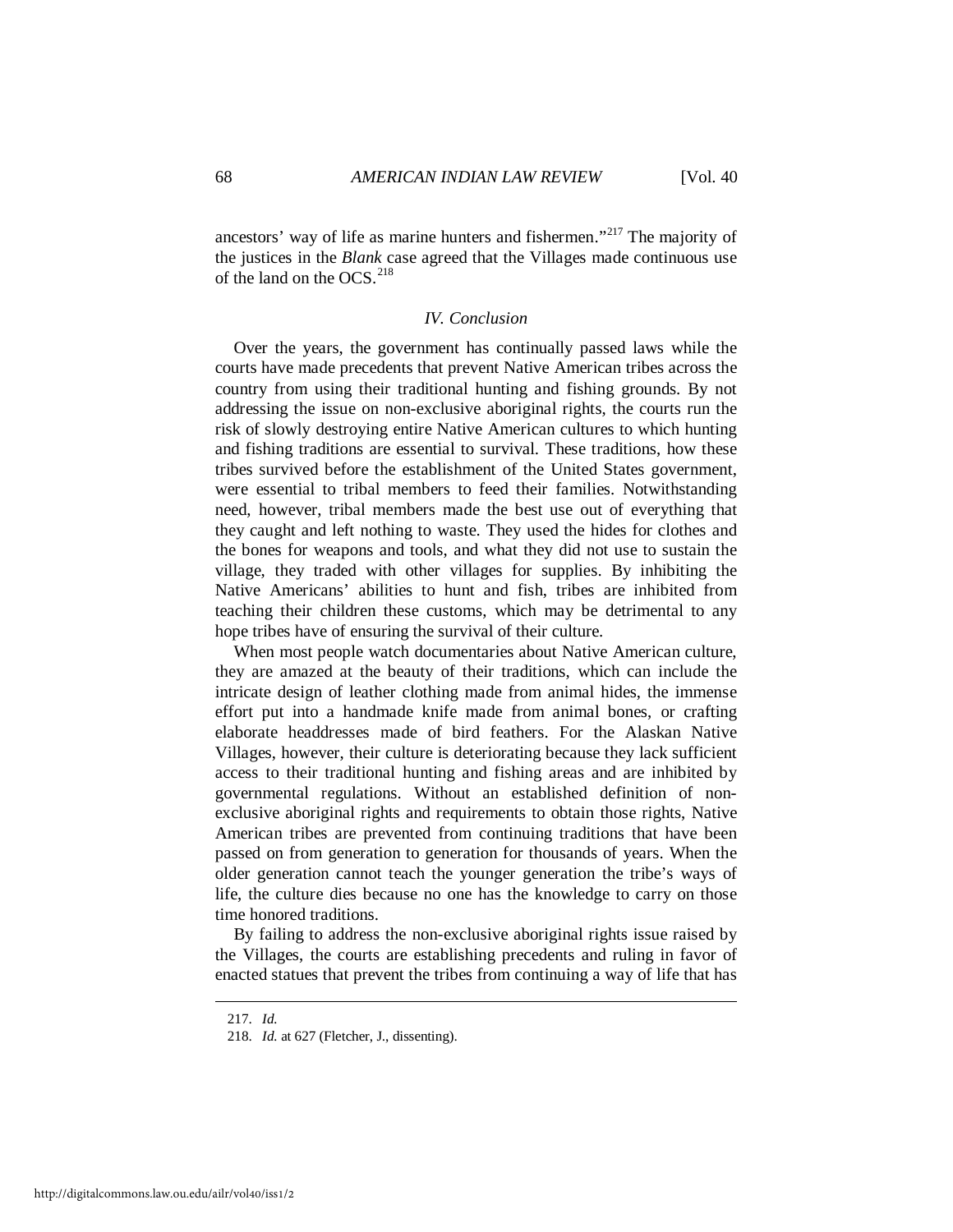ancestors' way of life as marine hunters and fishermen."[217] The majority of the justices in the *Blank* case agreed that the Villages made continuous use of the land on the OCS.[218]

### *IV. Conclusion*

Over the years, the government has continually passed laws while the courts have made precedents that prevent Native American tribes across the country from using their traditional hunting and fishing grounds. By not addressing the issue on non-exclusive aboriginal rights, the courts run the risk of slowly destroying entire Native American cultures to which hunting and fishing traditions are essential to survival. These traditions, how these tribes survived before the establishment of the United States government, were essential to tribal members to feed their families. Notwithstanding need, however, tribal members made the best use out of everything that they caught and left nothing to waste. They used the hides for clothes and the bones for weapons and tools, and what they did not use to sustain the village, they traded with other villages for supplies. By inhibiting the Native Americans' abilities to hunt and fish, tribes are inhibited from teaching their children these customs, which may be detrimental to any hope tribes have of ensuring the survival of their culture.

When most people watch documentaries about Native American culture, they are amazed at the beauty of their traditions, which can include the intricate design of leather clothing made from animal hides, the immense effort put into a handmade knife made from animal bones, or crafting elaborate headdresses made of bird feathers. For the Alaskan Native Villages, however, their culture is deteriorating because they lack sufficient access to their traditional hunting and fishing areas and are inhibited by governmental regulations. Without an established definition of non-exclusive aboriginal rights and requirements to obtain those rights, Native American tribes are prevented from continuing traditions that have been passed on from generation to generation for thousands of years. When the older generation cannot teach the younger generation the tribe's ways of life, the culture dies because no one has the knowledge to carry on those time honored traditions.

By failing to address the non-exclusive aboriginal rights issue raised by the Villages, the courts are establishing precedents and ruling in favor of enacted statues that prevent the tribes from continuing a way of life that has

---

217. *Id.*

218. *Id.* at 627 (Fletcher, J., dissenting).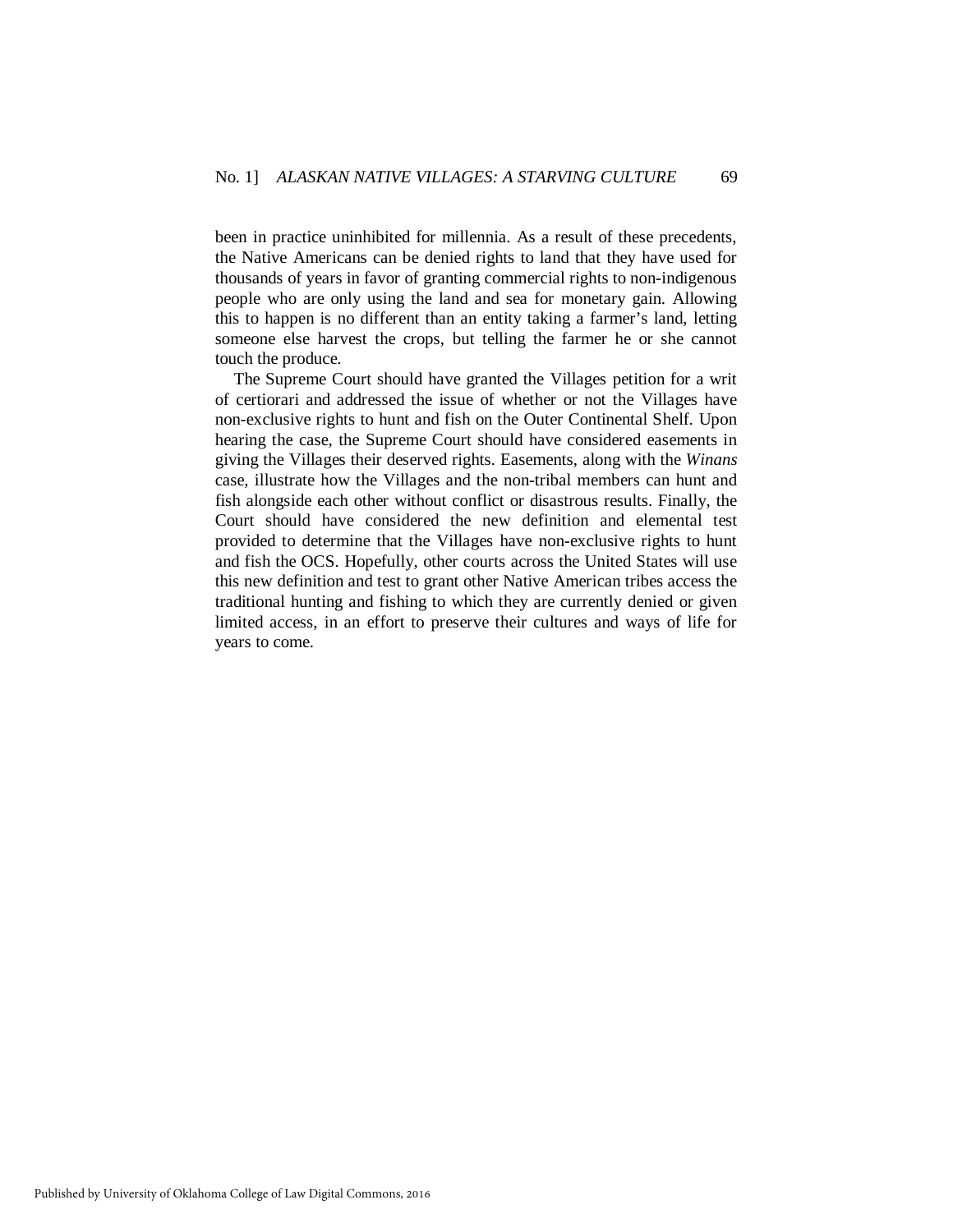been in practice uninhibited for millennia. As a result of these precedents, the Native Americans can be denied rights to land that they have used for thousands of years in favor of granting commercial rights to non-indigenous people who are only using the land and sea for monetary gain. Allowing this to happen is no different than an entity taking a farmer's land, letting someone else harvest the crops, but telling the farmer he or she cannot touch the produce.

The Supreme Court should have granted the Villages petition for a writ of certiorari and addressed the issue of whether or not the Villages have non-exclusive rights to hunt and fish on the Outer Continental Shelf. Upon hearing the case, the Supreme Court should have considered easements in giving the Villages their deserved rights. Easements, along with the *Winans* case, illustrate how the Villages and the non-tribal members can hunt and fish alongside each other without conflict or disastrous results. Finally, the Court should have considered the new definition and elemental test provided to determine that the Villages have non-exclusive rights to hunt and fish the OCS. Hopefully, other courts across the United States will use this new definition and test to grant other Native American tribes access the traditional hunting and fishing to which they are currently denied or given limited access, in an effort to preserve their cultures and ways of life for years to come.